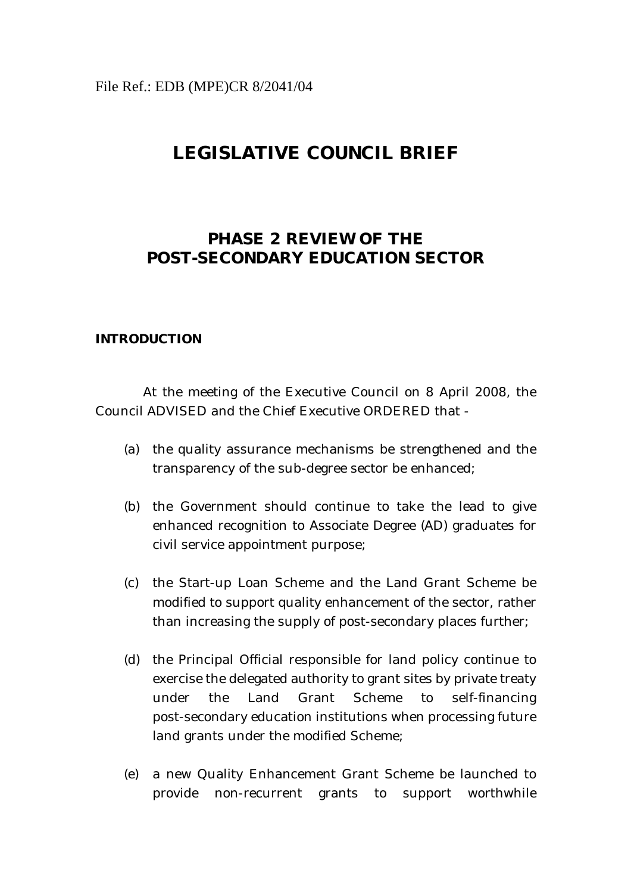File Ref.: EDB (MPE)CR 8/2041/04

# LEGISLATIVE COUNCIL BRIEF

## PHASE 2 REVIEW OF THE POST-SECONDARY EDUCATION SECTOR

### INTRODUCTION

At the meeting of the Executive Council on 8 April 2008, the Council ADVISED and the Chief Executive ORDERED that -

(a) the quality assurance mechanisms be strengthened and the transparency of the sub-degree sector be enhanced;

(b) the Government should continue to take the lead to give enhanced recognition to Associate Degree (AD) graduates for civil service appointment purpose;

(c) the Start-up Loan Scheme and the Land Grant Scheme be modified to support quality enhancement of the sector, rather than increasing the supply of post-secondary places further;

(d) the Principal Official responsible for land policy continue to exercise the delegated authority to grant sites by private treaty under the Land Grant Scheme to self-financing post-secondary education institutions when processing future land grants under the modified Scheme;

(e) a new Quality Enhancement Grant Scheme be launched to provide non-recurrent grants to support worthwhile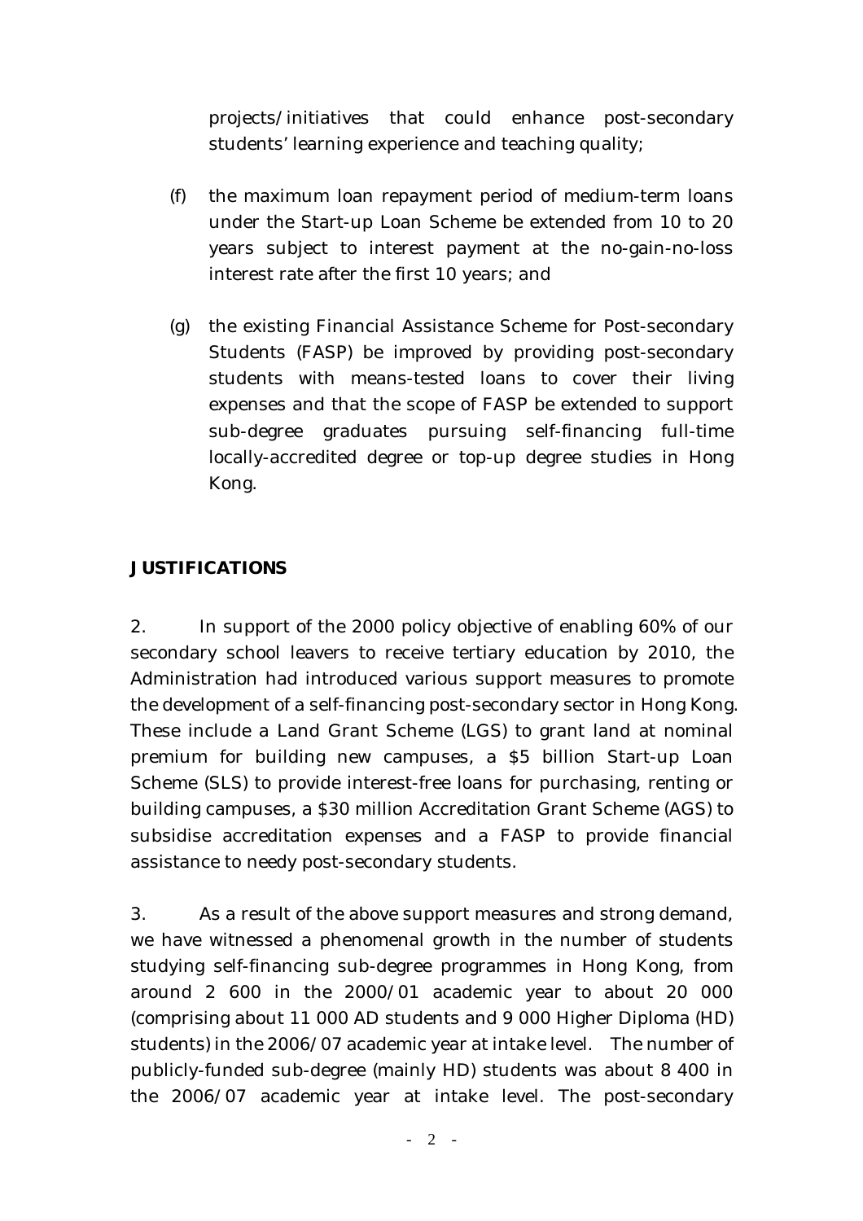projects/initiatives that could enhance post-secondary students' learning experience and teaching quality;

(f) the maximum loan repayment period of medium-term loans under the Start-up Loan Scheme be extended from 10 to 20 years subject to interest payment at the no-gain-no-loss interest rate after the first 10 years; and

(g) the existing Financial Assistance Scheme for Post-secondary Students (FASP) be improved by providing post-secondary students with means-tested loans to cover their living expenses and that the scope of FASP be extended to support sub-degree graduates pursuing self-financing full-time locally-accredited degree or top-up degree studies in Hong Kong.

**JUSTIFICATIONS**

2. In support of the 2000 policy objective of enabling 60% of our secondary school leavers to receive tertiary education by 2010, the Administration had introduced various support measures to promote the development of a self-financing post-secondary sector in Hong Kong. These include a Land Grant Scheme (LGS) to grant land at nominal premium for building new campuses, a $5 billion Start-up Loan Scheme (SLS) to provide interest-free loans for purchasing, renting or building campuses, a $30 million Accreditation Grant Scheme (AGS) to subsidise accreditation expenses and a FASP to provide financial assistance to needy post-secondary students.

3. As a result of the above support measures and strong demand, we have witnessed a phenomenal growth in the number of students studying self-financing sub-degree programmes in Hong Kong, from around 2 600 in the 2000/01 academic year to about 20 000 (comprising about 11 000 AD students and 9 000 Higher Diploma (HD) students) in the 2006/07 academic year at intake level. The number of publicly-funded sub-degree (mainly HD) students was about 8 400 in the 2006/07 academic year at intake level. The post-secondary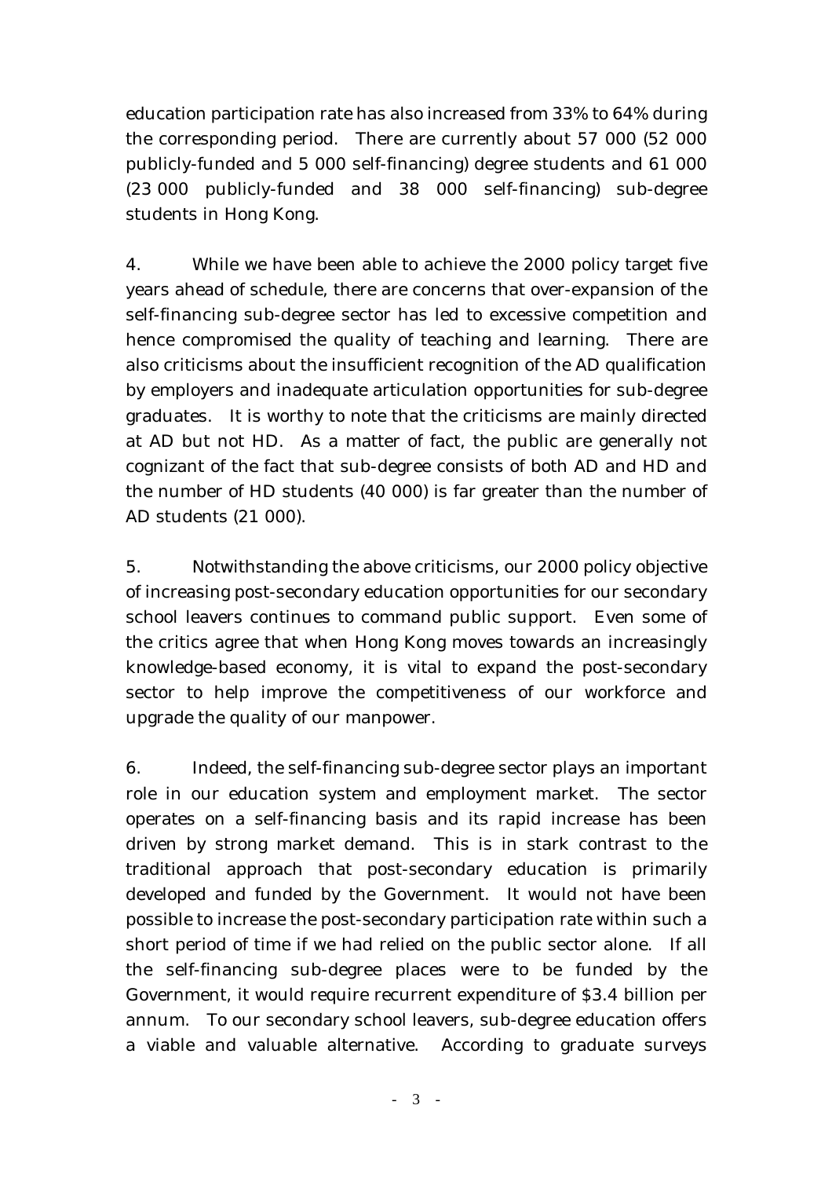education participation rate has also increased from 33% to 64% during the corresponding period. There are currently about 57 000 (52 000 publicly-funded and 5 000 self-financing) degree students and 61 000 (23 000 publicly-funded and 38 000 self-financing) sub-degree students in Hong Kong.

4. While we have been able to achieve the 2000 policy target five years ahead of schedule, there are concerns that over-expansion of the self-financing sub-degree sector has led to excessive competition and hence compromised the quality of teaching and learning. There are also criticisms about the insufficient recognition of the AD qualification by employers and inadequate articulation opportunities for sub-degree graduates. It is worthy to note that the criticisms are mainly directed at AD but not HD. As a matter of fact, the public are generally not cognizant of the fact that sub-degree consists of both AD and HD and the number of HD students (40 000) is far greater than the number of AD students (21 000).

5. Notwithstanding the above criticisms, our 2000 policy objective of increasing post-secondary education opportunities for our secondary school leavers continues to command public support. Even some of the critics agree that when Hong Kong moves towards an increasingly knowledge-based economy, it is vital to expand the post-secondary sector to help improve the competitiveness of our workforce and upgrade the quality of our manpower.

6. Indeed, the self-financing sub-degree sector plays an important role in our education system and employment market. The sector operates on a self-financing basis and its rapid increase has been driven by strong market demand. This is in stark contrast to the traditional approach that post-secondary education is primarily developed and funded by the Government. It would not have been possible to increase the post-secondary participation rate within such a short period of time if we had relied on the public sector alone. If all the self-financing sub-degree places were to be funded by the Government, it would require recurrent expenditure of $3.4 billion per annum. To our secondary school leavers, sub-degree education offers a viable and valuable alternative. According to graduate surveys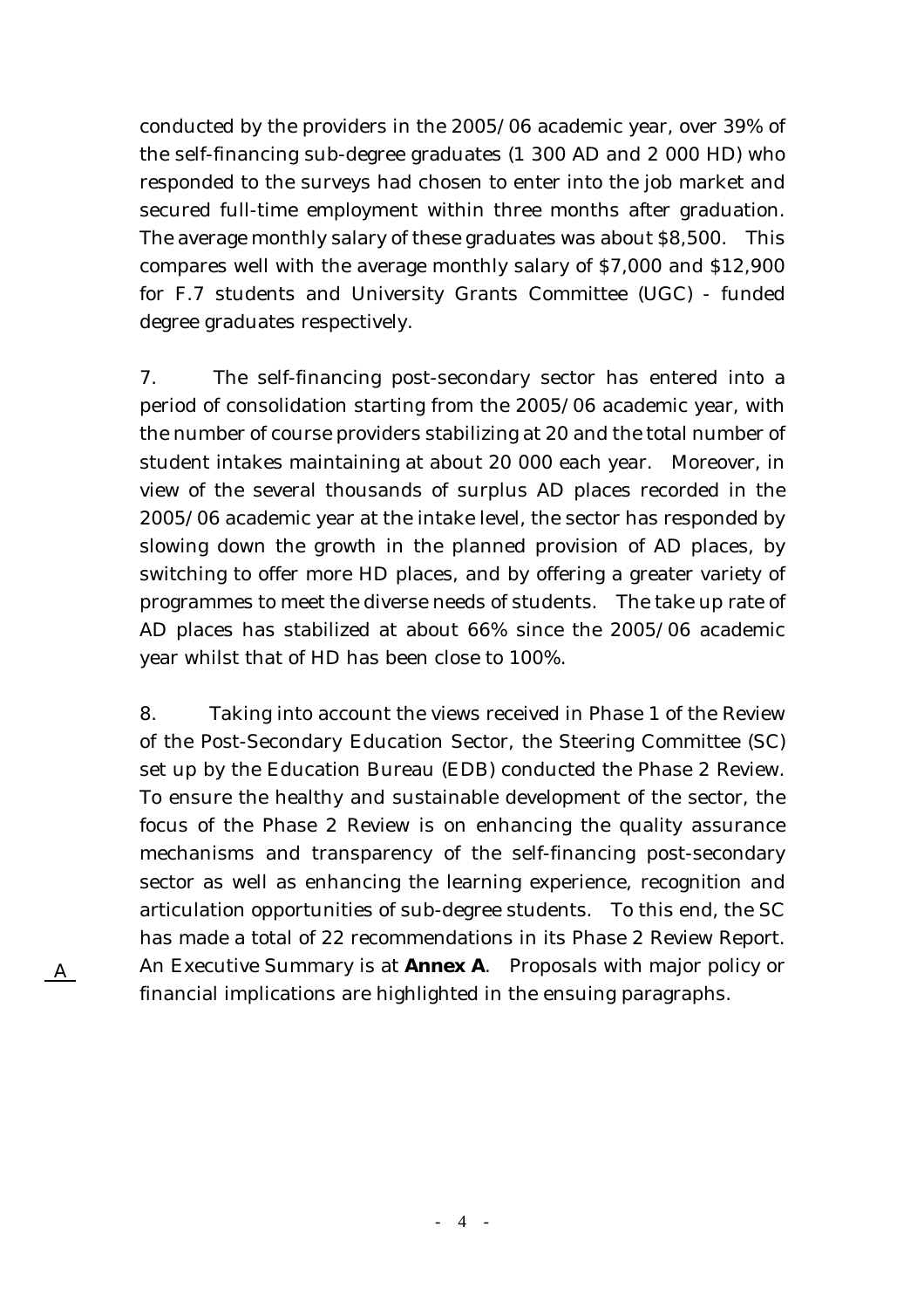conducted by the providers in the 2005/06 academic year, over 39% of the self-financing sub-degree graduates (1 300 AD and 2 000 HD) who responded to the surveys had chosen to enter into the job market and secured full-time employment within three months after graduation. The average monthly salary of these graduates was about $8,500. This compares well with the average monthly salary of $7,000 and $12,900 for F.7 students and University Grants Committee (UGC) - funded degree graduates respectively.

7. The self-financing post-secondary sector has entered into a period of consolidation starting from the 2005/06 academic year, with the number of course providers stabilizing at 20 and the total number of student intakes maintaining at about 20 000 each year. Moreover, in view of the several thousands of surplus AD places recorded in the 2005/06 academic year at the intake level, the sector has responded by slowing down the growth in the planned provision of AD places, by switching to offer more HD places, and by offering a greater variety of programmes to meet the diverse needs of students. The take up rate of AD places has stabilized at about 66% since the 2005/06 academic year whilst that of HD has been close to 100%.

8. Taking into account the views received in Phase 1 of the Review of the Post-Secondary Education Sector, the Steering Committee (SC) set up by the Education Bureau (EDB) conducted the Phase 2 Review. To ensure the healthy and sustainable development of the sector, the focus of the Phase 2 Review is on enhancing the quality assurance mechanisms and transparency of the self-financing post-secondary sector as well as enhancing the learning experience, recognition and articulation opportunities of sub-degree students. To this end, the SC has made a total of 22 recommendations in its Phase 2 Review Report. An Executive Summary is at **Annex A**. Proposals with major policy or financial implications are highlighted in the ensuing paragraphs.

A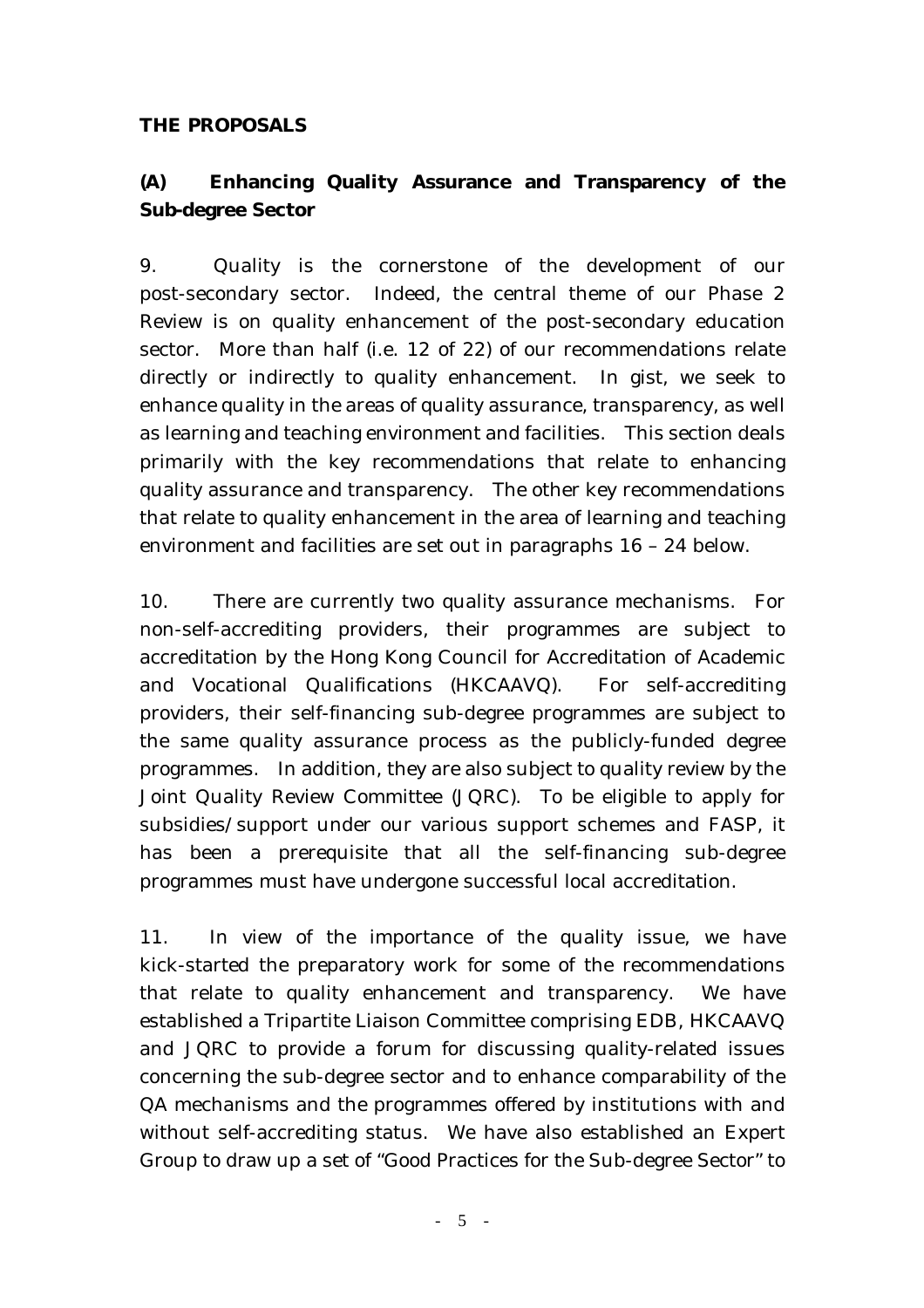**THE PROPOSALS**

**(A) Enhancing Quality Assurance and Transparency of the Sub-degree Sector**

9. Quality is the cornerstone of the development of our post-secondary sector. Indeed, the central theme of our Phase 2 Review is on quality enhancement of the post-secondary education sector. More than half (i.e. 12 of 22) of our recommendations relate directly or indirectly to quality enhancement. In gist, we seek to enhance quality in the areas of quality assurance, transparency, as well as learning and teaching environment and facilities. This section deals primarily with the key recommendations that relate to enhancing quality assurance and transparency. The other key recommendations that relate to quality enhancement in the area of learning and teaching environment and facilities are set out in paragraphs 16 – 24 below.

10. There are currently two quality assurance mechanisms. For non-self-accrediting providers, their programmes are subject to accreditation by the Hong Kong Council for Accreditation of Academic and Vocational Qualifications (HKCAAVQ). For self-accrediting providers, their self-financing sub-degree programmes are subject to the same quality assurance process as the publicly-funded degree programmes. In addition, they are also subject to quality review by the Joint Quality Review Committee (JQRC). To be eligible to apply for subsidies/support under our various support schemes and FASP, it has been a prerequisite that all the self-financing sub-degree programmes must have undergone successful local accreditation.

11. In view of the importance of the quality issue, we have kick-started the preparatory work for some of the recommendations that relate to quality enhancement and transparency. We have established a Tripartite Liaison Committee comprising EDB, HKCAAVQ and JQRC to provide a forum for discussing quality-related issues concerning the sub-degree sector and to enhance comparability of the QA mechanisms and the programmes offered by institutions with and without self-accrediting status. We have also established an Expert Group to draw up a set of "Good Practices for the Sub-degree Sector" to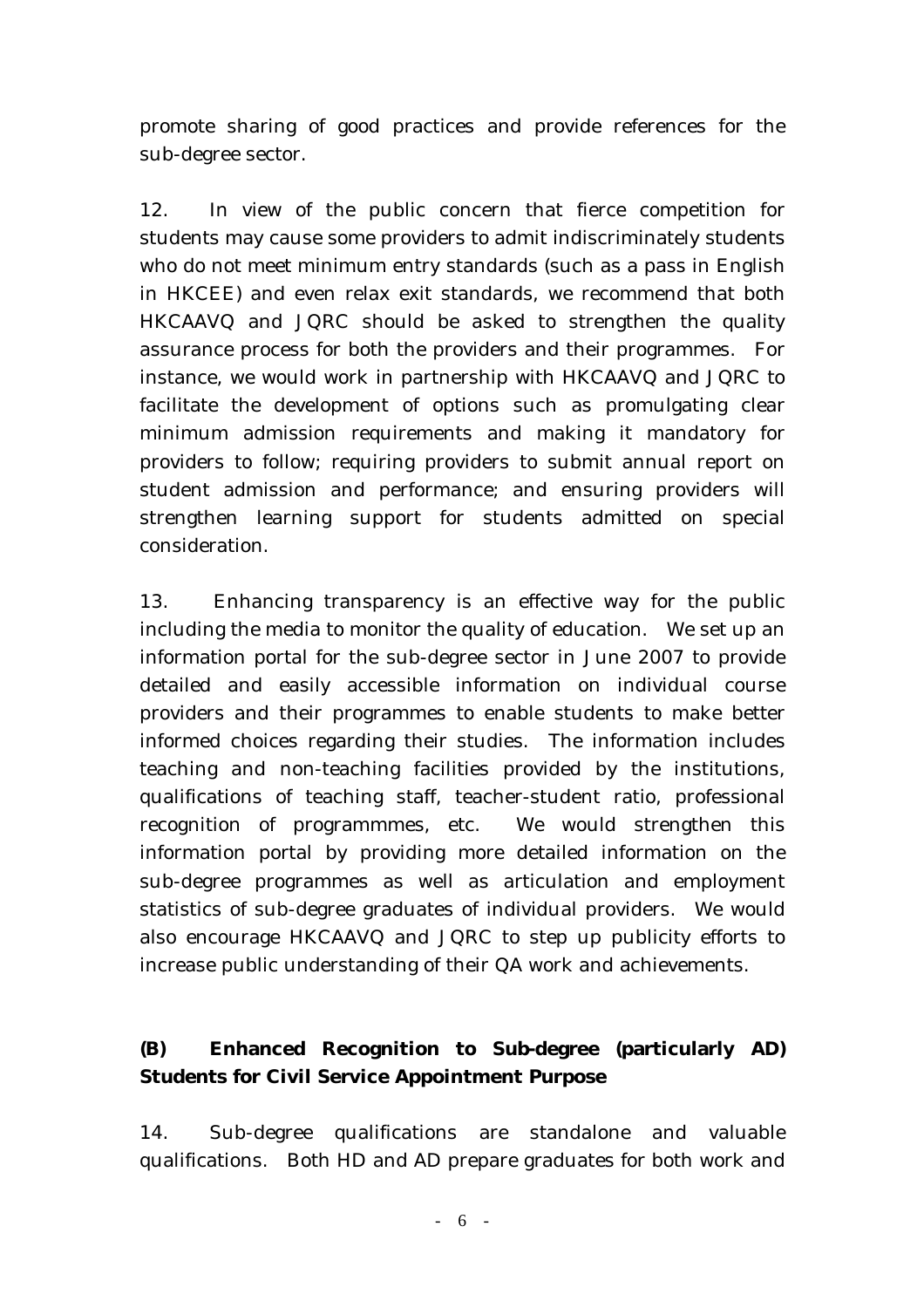promote sharing of good practices and provide references for the sub-degree sector.

12. In view of the public concern that fierce competition for students may cause some providers to admit indiscriminately students who do not meet minimum entry standards (such as a pass in English in HKCEE) and even relax exit standards, we recommend that both HKCAAVQ and JQRC should be asked to strengthen the quality assurance process for both the providers and their programmes. For instance, we would work in partnership with HKCAAVQ and JQRC to facilitate the development of options such as promulgating clear minimum admission requirements and making it mandatory for providers to follow; requiring providers to submit annual report on student admission and performance; and ensuring providers will strengthen learning support for students admitted on special consideration.

13. Enhancing transparency is an effective way for the public including the media to monitor the quality of education. We set up an information portal for the sub-degree sector in June 2007 to provide detailed and easily accessible information on individual course providers and their programmes to enable students to make better informed choices regarding their studies. The information includes teaching and non-teaching facilities provided by the institutions, qualifications of teaching staff, teacher-student ratio, professional recognition of programmmes, etc. We would strengthen this information portal by providing more detailed information on the sub-degree programmes as well as articulation and employment statistics of sub-degree graduates of individual providers. We would also encourage HKCAAVQ and JQRC to step up publicity efforts to increase public understanding of their QA work and achievements.

### (B) Enhanced Recognition to Sub-degree (particularly AD) Students for Civil Service Appointment Purpose

14. Sub-degree qualifications are standalone and valuable qualifications. Both HD and AD prepare graduates for both work and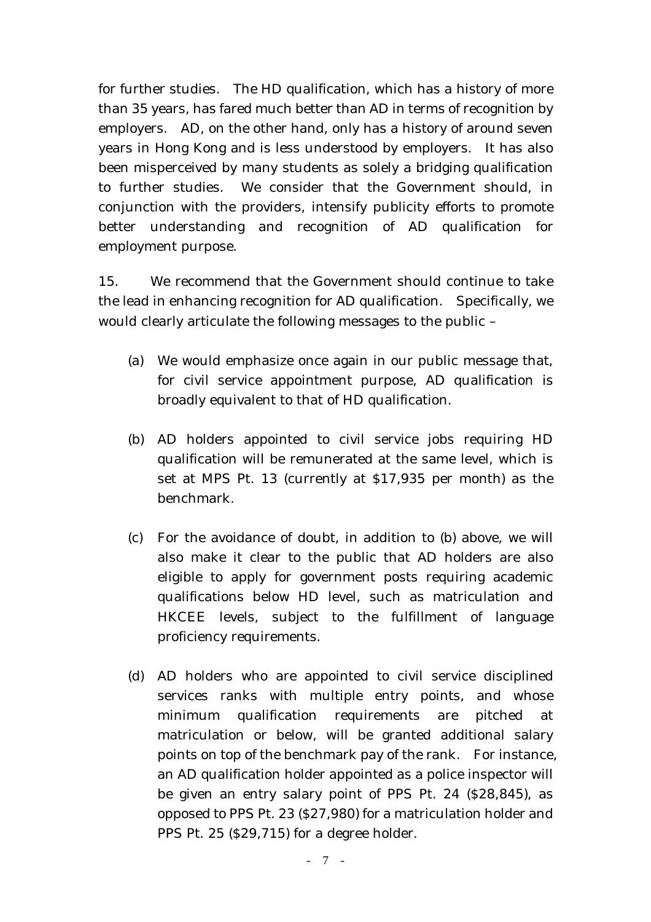for further studies. The HD qualification, which has a history of more than 35 years, has fared much better than AD in terms of recognition by employers. AD, on the other hand, only has a history of around seven years in Hong Kong and is less understood by employers. It has also been misperceived by many students as solely a bridging qualification to further studies. We consider that the Government should, in conjunction with the providers, intensify publicity efforts to promote better understanding and recognition of AD qualification for employment purpose.

15. We recommend that the Government should continue to take the lead in enhancing recognition for AD qualification. Specifically, we would clearly articulate the following messages to the public –

(a) We would emphasize once again in our public message that, for civil service appointment purpose, AD qualification is broadly equivalent to that of HD qualification.

(b) AD holders appointed to civil service jobs requiring HD qualification will be remunerated at the same level, which is set at MPS Pt. 13 (currently at $17,935 per month) as the benchmark.

(c) For the avoidance of doubt, in addition to (b) above, we will also make it clear to the public that AD holders are also eligible to apply for government posts requiring academic qualifications below HD level, such as matriculation and HKCEE levels, subject to the fulfillment of language proficiency requirements.

(d) AD holders who are appointed to civil service disciplined services ranks with multiple entry points, and whose minimum qualification requirements are pitched at matriculation or below, will be granted additional salary points on top of the benchmark pay of the rank. For instance, an AD qualification holder appointed as a police inspector will be given an entry salary point of PPS Pt. 24 ($28,845), as opposed to PPS Pt. 23 ($27,980) for a matriculation holder and PPS Pt. 25 ($29,715) for a degree holder.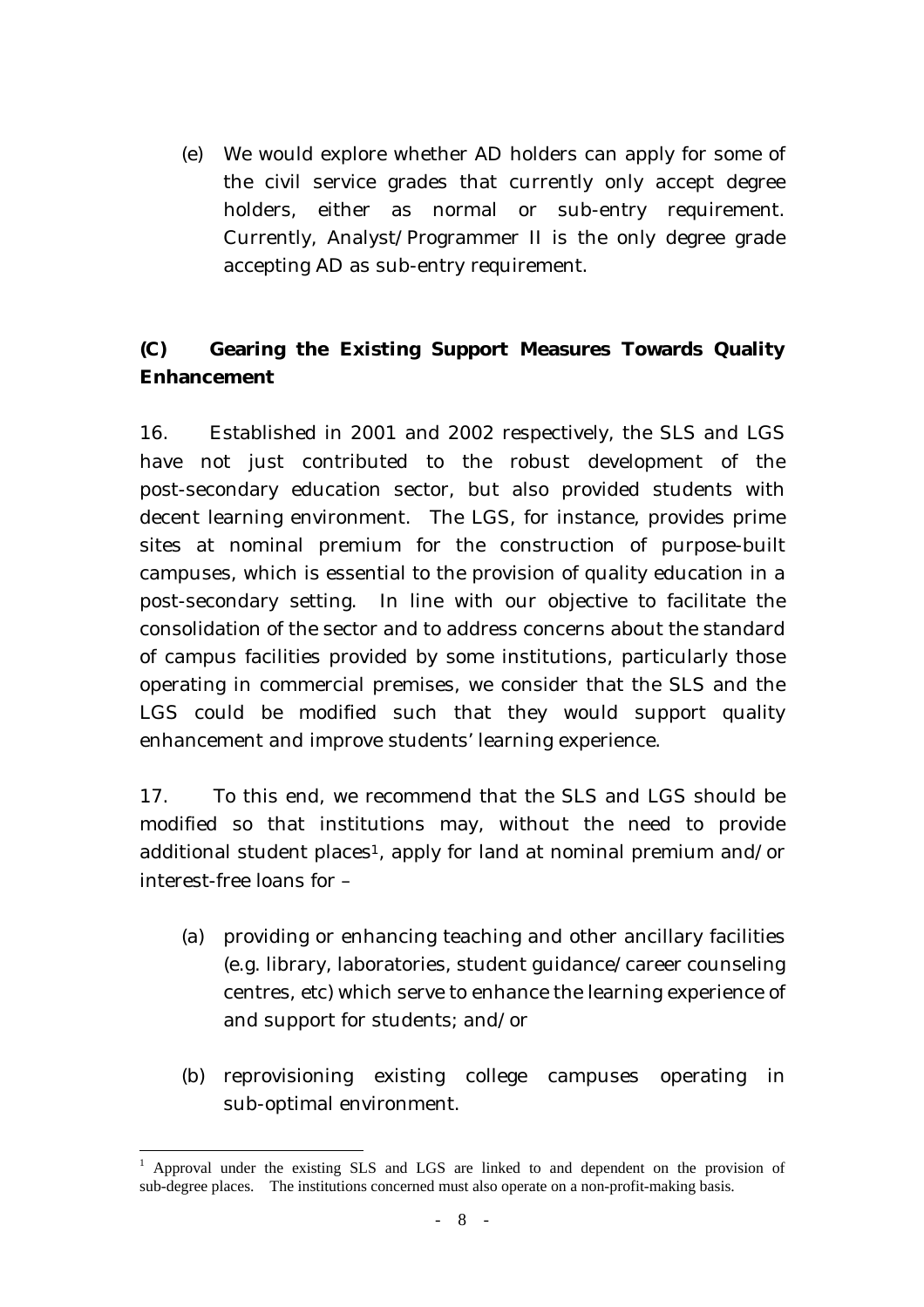(e) We would explore whether AD holders can apply for some of the civil service grades that currently only accept degree holders, either as normal or sub-entry requirement. Currently, Analyst/Programmer II is the only degree grade accepting AD as sub-entry requirement.

## (C) Gearing the Existing Support Measures Towards Quality Enhancement

16. Established in 2001 and 2002 respectively, the SLS and LGS have not just contributed to the robust development of the post-secondary education sector, but also provided students with decent learning environment. The LGS, for instance, provides prime sites at nominal premium for the construction of purpose-built campuses, which is essential to the provision of quality education in a post-secondary setting. In line with our objective to facilitate the consolidation of the sector and to address concerns about the standard of campus facilities provided by some institutions, particularly those operating in commercial premises, we consider that the SLS and the LGS could be modified such that they would support quality enhancement and improve students' learning experience.

17. To this end, we recommend that the SLS and LGS should be modified so that institutions may, without the need to provide additional student places[1], apply for land at nominal premium and/or interest-free loans for –

(a) providing or enhancing teaching and other ancillary facilities (e.g. library, laboratories, student guidance/career counseling centres, etc) which serve to enhance the learning experience of and support for students; and/or

(b) reprovisioning existing college campuses operating in sub-optimal environment.

---

[1] Approval under the existing SLS and LGS are linked to and dependent on the provision of sub-degree places. The institutions concerned must also operate on a non-profit-making basis.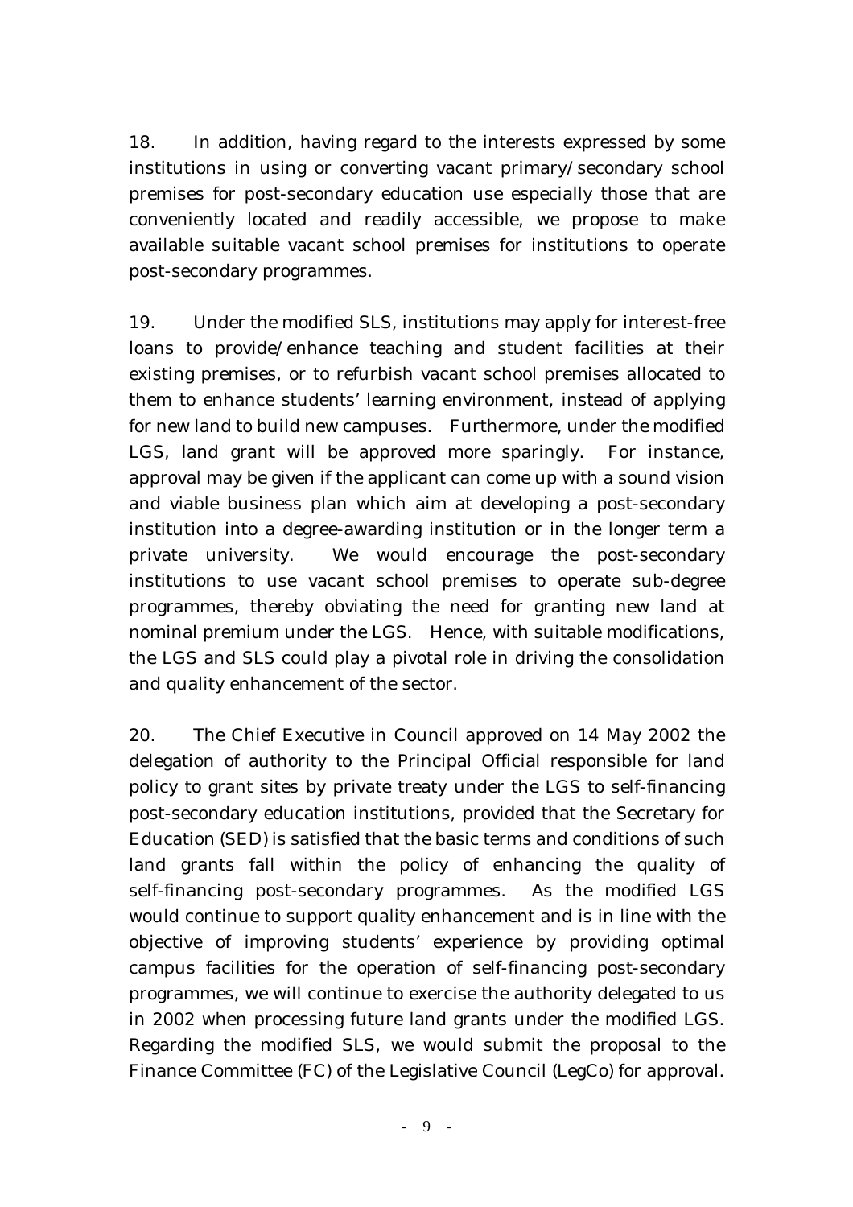18. In addition, having regard to the interests expressed by some institutions in using or converting vacant primary/secondary school premises for post-secondary education use especially those that are conveniently located and readily accessible, we propose to make available suitable vacant school premises for institutions to operate post-secondary programmes.

19. Under the modified SLS, institutions may apply for interest-free loans to provide/enhance teaching and student facilities at their existing premises, or to refurbish vacant school premises allocated to them to enhance students' learning environment, instead of applying for new land to build new campuses. Furthermore, under the modified LGS, land grant will be approved more sparingly. For instance, approval may be given if the applicant can come up with a sound vision and viable business plan which aim at developing a post-secondary institution into a degree-awarding institution or in the longer term a private university. We would encourage the post-secondary institutions to use vacant school premises to operate sub-degree programmes, thereby obviating the need for granting new land at nominal premium under the LGS. Hence, with suitable modifications, the LGS and SLS could play a pivotal role in driving the consolidation and quality enhancement of the sector.

20. The Chief Executive in Council approved on 14 May 2002 the delegation of authority to the Principal Official responsible for land policy to grant sites by private treaty under the LGS to self-financing post-secondary education institutions, provided that the Secretary for Education (SED) is satisfied that the basic terms and conditions of such land grants fall within the policy of enhancing the quality of self-financing post-secondary programmes. As the modified LGS would continue to support quality enhancement and is in line with the objective of improving students' experience by providing optimal campus facilities for the operation of self-financing post-secondary programmes, we will continue to exercise the authority delegated to us in 2002 when processing future land grants under the modified LGS. Regarding the modified SLS, we would submit the proposal to the Finance Committee (FC) of the Legislative Council (LegCo) for approval.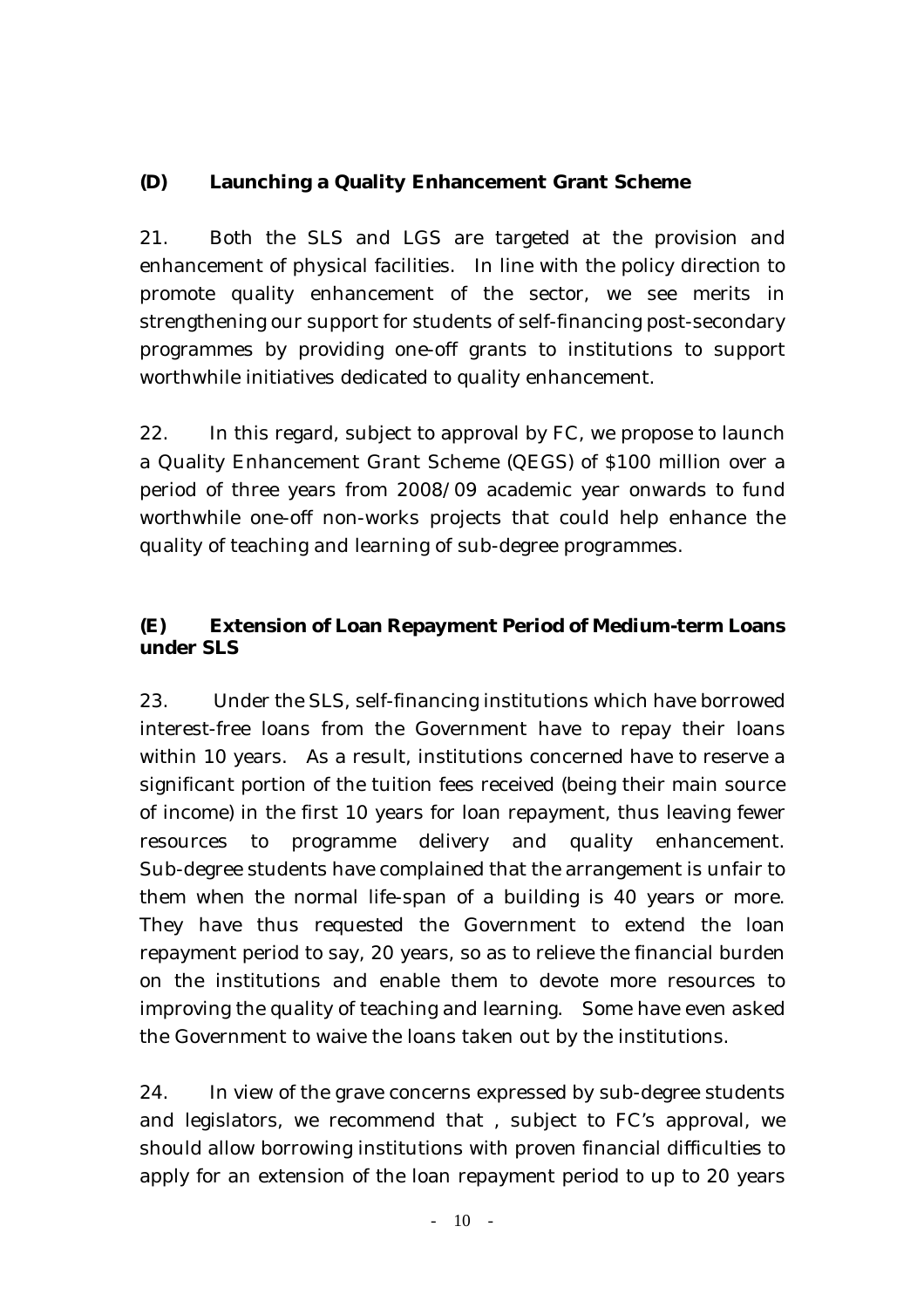### (D) Launching a Quality Enhancement Grant Scheme

21. Both the SLS and LGS are targeted at the provision and enhancement of physical facilities. In line with the policy direction to promote quality enhancement of the sector, we see merits in strengthening our support for students of self-financing post-secondary programmes by providing one-off grants to institutions to support worthwhile initiatives dedicated to quality enhancement.

22. In this regard, subject to approval by FC, we propose to launch a Quality Enhancement Grant Scheme (QEGS) of $100 million over a period of three years from 2008/09 academic year onwards to fund worthwhile one-off non-works projects that could help enhance the quality of teaching and learning of sub-degree programmes.

### (E) Extension of Loan Repayment Period of Medium-term Loans under SLS

23. Under the SLS, self-financing institutions which have borrowed interest-free loans from the Government have to repay their loans within 10 years. As a result, institutions concerned have to reserve a significant portion of the tuition fees received (being their main source of income) in the first 10 years for loan repayment, thus leaving fewer resources to programme delivery and quality enhancement. Sub-degree students have complained that the arrangement is unfair to them when the normal life-span of a building is 40 years or more. They have thus requested the Government to extend the loan repayment period to say, 20 years, so as to relieve the financial burden on the institutions and enable them to devote more resources to improving the quality of teaching and learning. Some have even asked the Government to waive the loans taken out by the institutions.

24. In view of the grave concerns expressed by sub-degree students and legislators, we recommend that , subject to FC's approval, we should allow borrowing institutions with proven financial difficulties to apply for an extension of the loan repayment period to up to 20 years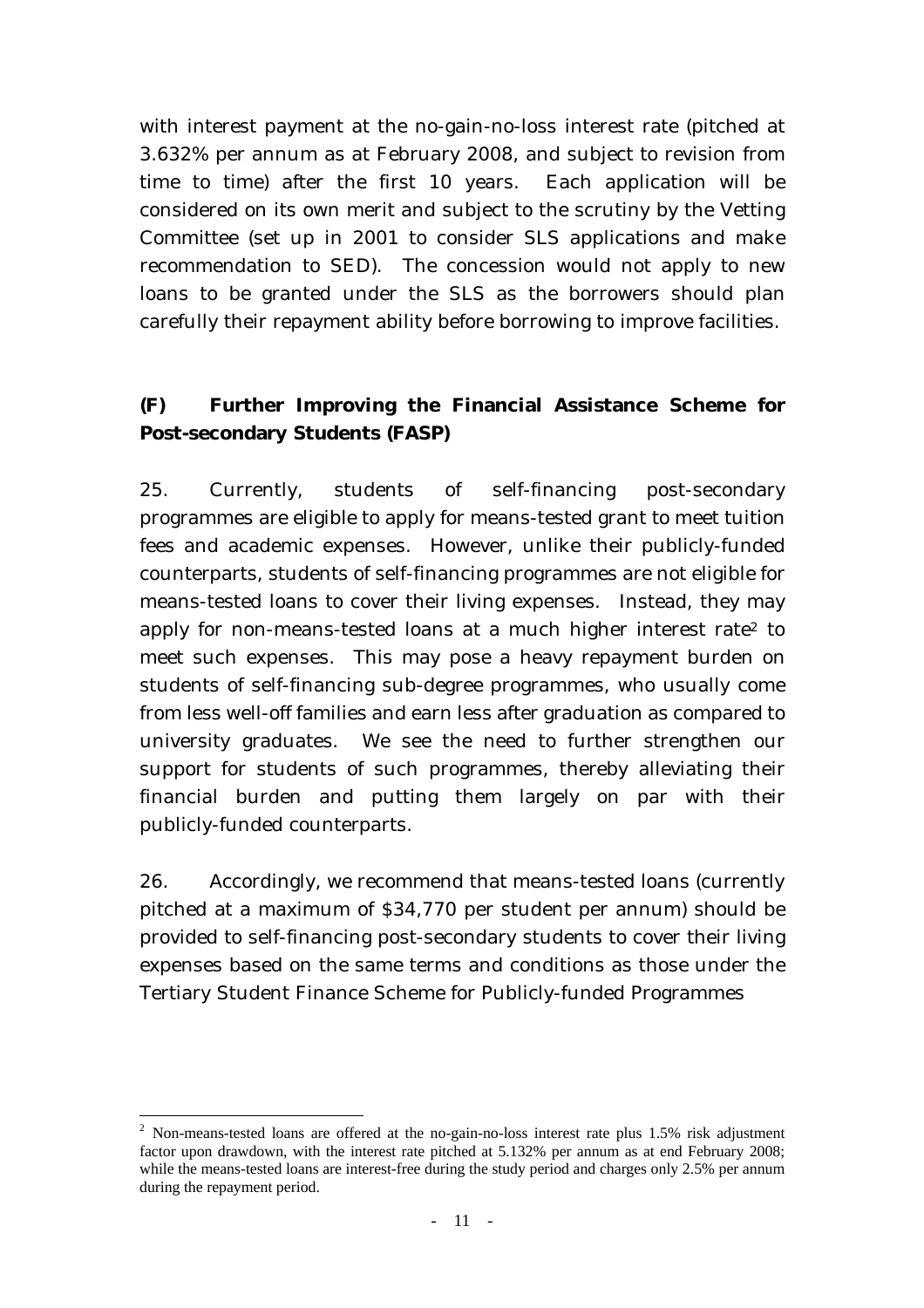with interest payment at the no-gain-no-loss interest rate (pitched at 3.632% per annum as at February 2008, and subject to revision from time to time) after the first 10 years. Each application will be considered on its own merit and subject to the scrutiny by the Vetting Committee (set up in 2001 to consider SLS applications and make recommendation to SED). The concession would not apply to new loans to be granted under the SLS as the borrowers should plan carefully their repayment ability before borrowing to improve facilities.

### (F) Further Improving the Financial Assistance Scheme for Post-secondary Students (FASP)

25. Currently, students of self-financing post-secondary programmes are eligible to apply for means-tested grant to meet tuition fees and academic expenses. However, unlike their publicly-funded counterparts, students of self-financing programmes are not eligible for means-tested loans to cover their living expenses. Instead, they may apply for non-means-tested loans at a much higher interest rate[2] to meet such expenses. This may pose a heavy repayment burden on students of self-financing sub-degree programmes, who usually come from less well-off families and earn less after graduation as compared to university graduates. We see the need to further strengthen our support for students of such programmes, thereby alleviating their financial burden and putting them largely on par with their publicly-funded counterparts.

26. Accordingly, we recommend that means-tested loans (currently pitched at a maximum of $34,770 per student per annum) should be provided to self-financing post-secondary students to cover their living expenses based on the same terms and conditions as those under the Tertiary Student Finance Scheme for Publicly-funded Programmes

---

[2] Non-means-tested loans are offered at the no-gain-no-loss interest rate plus 1.5% risk adjustment factor upon drawdown, with the interest rate pitched at 5.132% per annum as at end February 2008; while the means-tested loans are interest-free during the study period and charges only 2.5% per annum during the repayment period.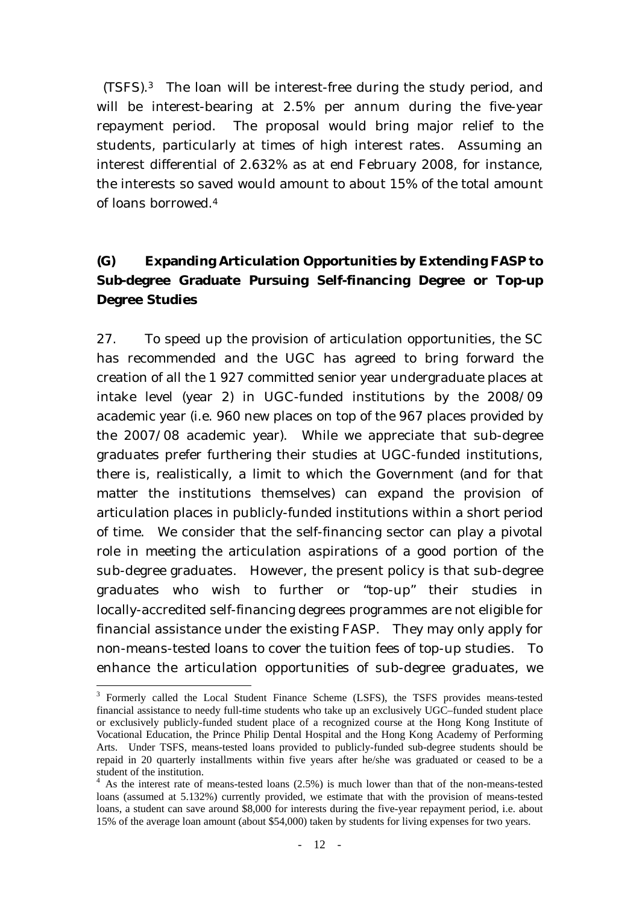(TSFS).[3] The loan will be interest-free during the study period, and will be interest-bearing at 2.5% per annum during the five-year repayment period. The proposal would bring major relief to the students, particularly at times of high interest rates. Assuming an interest differential of 2.632% as at end February 2008, for instance, the interests so saved would amount to about 15% of the total amount of loans borrowed.[4]

## (G) Expanding Articulation Opportunities by Extending FASP to Sub-degree Graduate Pursuing Self-financing Degree or Top-up Degree Studies

27. To speed up the provision of articulation opportunities, the SC has recommended and the UGC has agreed to bring forward the creation of all the 1 927 committed senior year undergraduate places at intake level (year 2) in UGC-funded institutions by the 2008/09 academic year (i.e. 960 new places on top of the 967 places provided by the 2007/08 academic year). While we appreciate that sub-degree graduates prefer furthering their studies at UGC-funded institutions, there is, realistically, a limit to which the Government (and for that matter the institutions themselves) can expand the provision of articulation places in publicly-funded institutions within a short period of time. We consider that the self-financing sector can play a pivotal role in meeting the articulation aspirations of a good portion of the sub-degree graduates. However, the present policy is that sub-degree graduates who wish to further or "top-up" their studies in locally-accredited self-financing degrees programmes are not eligible for financial assistance under the existing FASP. They may only apply for non-means-tested loans to cover the tuition fees of top-up studies. To enhance the articulation opportunities of sub-degree graduates, we

---

[3] Formerly called the Local Student Finance Scheme (LSFS), the TSFS provides means-tested financial assistance to needy full-time students who take up an exclusively UGC–funded student place or exclusively publicly-funded student place of a recognized course at the Hong Kong Institute of Vocational Education, the Prince Philip Dental Hospital and the Hong Kong Academy of Performing Arts. Under TSFS, means-tested loans provided to publicly-funded sub-degree students should be repaid in 20 quarterly installments within five years after he/she was graduated or ceased to be a student of the institution.

[4] As the interest rate of means-tested loans (2.5%) is much lower than that of the non-means-tested loans (assumed at 5.132%) currently provided, we estimate that with the provision of means-tested loans, a student can save around $8,000 for interests during the five-year repayment period, i.e. about 15% of the average loan amount (about $54,000) taken by students for living expenses for two years.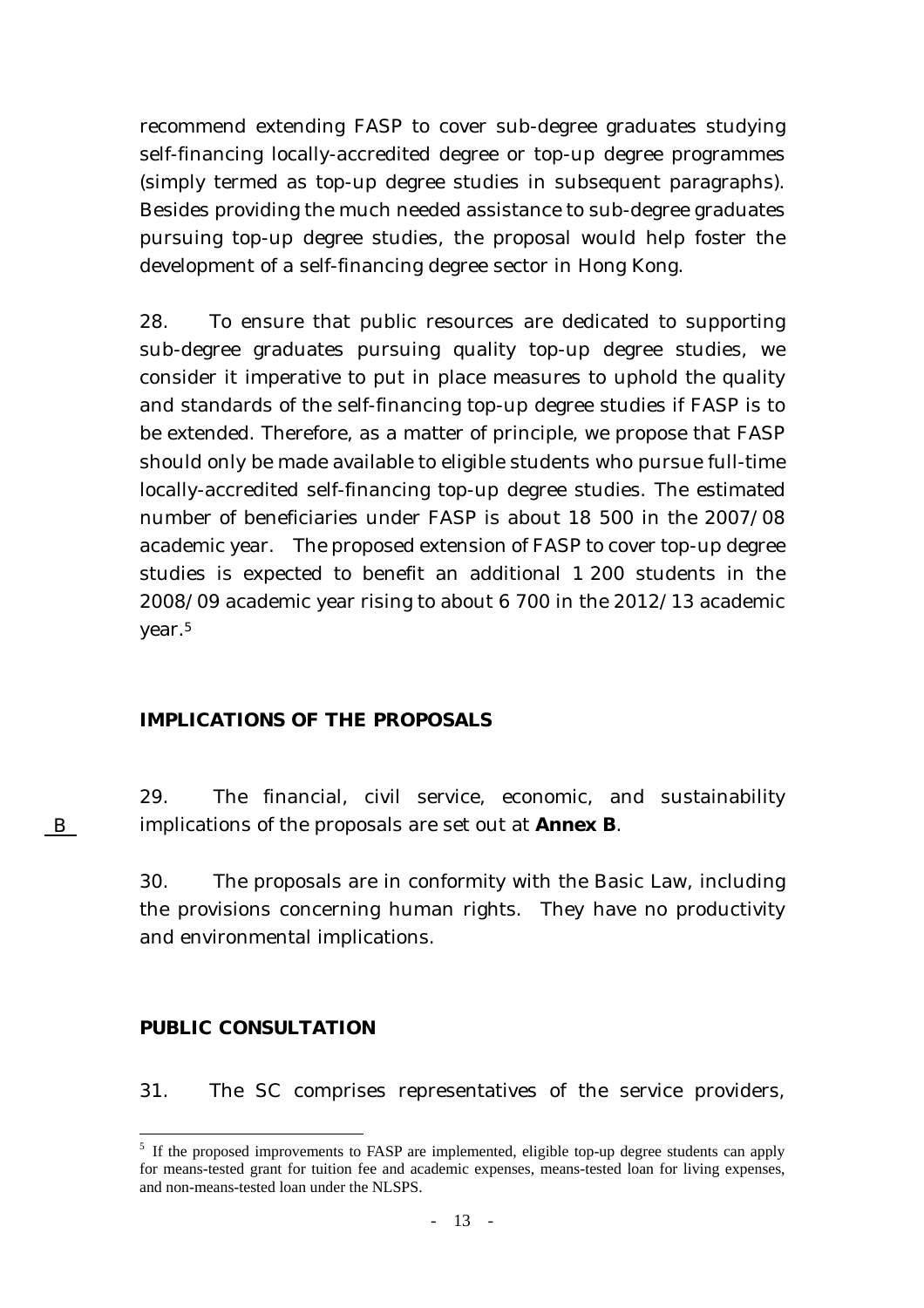recommend extending FASP to cover sub-degree graduates studying self-financing locally-accredited degree or top-up degree programmes (simply termed as top-up degree studies in subsequent paragraphs). Besides providing the much needed assistance to sub-degree graduates pursuing top-up degree studies, the proposal would help foster the development of a self-financing degree sector in Hong Kong.

28. To ensure that public resources are dedicated to supporting sub-degree graduates pursuing quality top-up degree studies, we consider it imperative to put in place measures to uphold the quality and standards of the self-financing top-up degree studies if FASP is to be extended. Therefore, as a matter of principle, we propose that FASP should only be made available to eligible students who pursue full-time locally-accredited self-financing top-up degree studies. The estimated number of beneficiaries under FASP is about 18 500 in the 2007/08 academic year. The proposed extension of FASP to cover top-up degree studies is expected to benefit an additional 1 200 students in the 2008/09 academic year rising to about 6 700 in the 2012/13 academic year.[5]

## IMPLICATIONS OF THE PROPOSALS

29. The financial, civil service, economic, and sustainability implications of the proposals are set out at **Annex B**.

B

30. The proposals are in conformity with the Basic Law, including the provisions concerning human rights. They have no productivity and environmental implications.

## PUBLIC CONSULTATION

31. The SC comprises representatives of the service providers,

[5] If the proposed improvements to FASP are implemented, eligible top-up degree students can apply for means-tested grant for tuition fee and academic expenses, means-tested loan for living expenses, and non-means-tested loan under the NLSPS.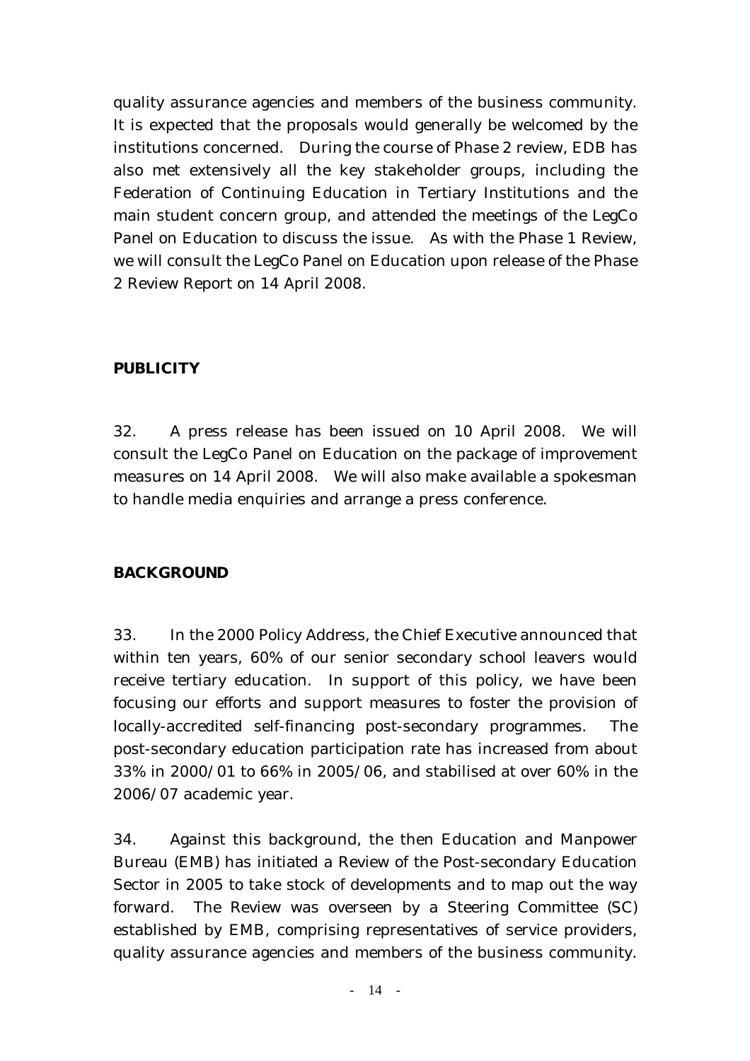quality assurance agencies and members of the business community. It is expected that the proposals would generally be welcomed by the institutions concerned. During the course of Phase 2 review, EDB has also met extensively all the key stakeholder groups, including the Federation of Continuing Education in Tertiary Institutions and the main student concern group, and attended the meetings of the LegCo Panel on Education to discuss the issue. As with the Phase 1 Review, we will consult the LegCo Panel on Education upon release of the Phase 2 Review Report on 14 April 2008.

## PUBLICITY

32. A press release has been issued on 10 April 2008. We will consult the LegCo Panel on Education on the package of improvement measures on 14 April 2008. We will also make available a spokesman to handle media enquiries and arrange a press conference.

## BACKGROUND

33. In the 2000 Policy Address, the Chief Executive announced that within ten years, 60% of our senior secondary school leavers would receive tertiary education. In support of this policy, we have been focusing our efforts and support measures to foster the provision of locally-accredited self-financing post-secondary programmes. The post-secondary education participation rate has increased from about 33% in 2000/01 to 66% in 2005/06, and stabilised at over 60% in the 2006/07 academic year.

34. Against this background, the then Education and Manpower Bureau (EMB) has initiated a Review of the Post-secondary Education Sector in 2005 to take stock of developments and to map out the way forward. The Review was overseen by a Steering Committee (SC) established by EMB, comprising representatives of service providers, quality assurance agencies and members of the business community.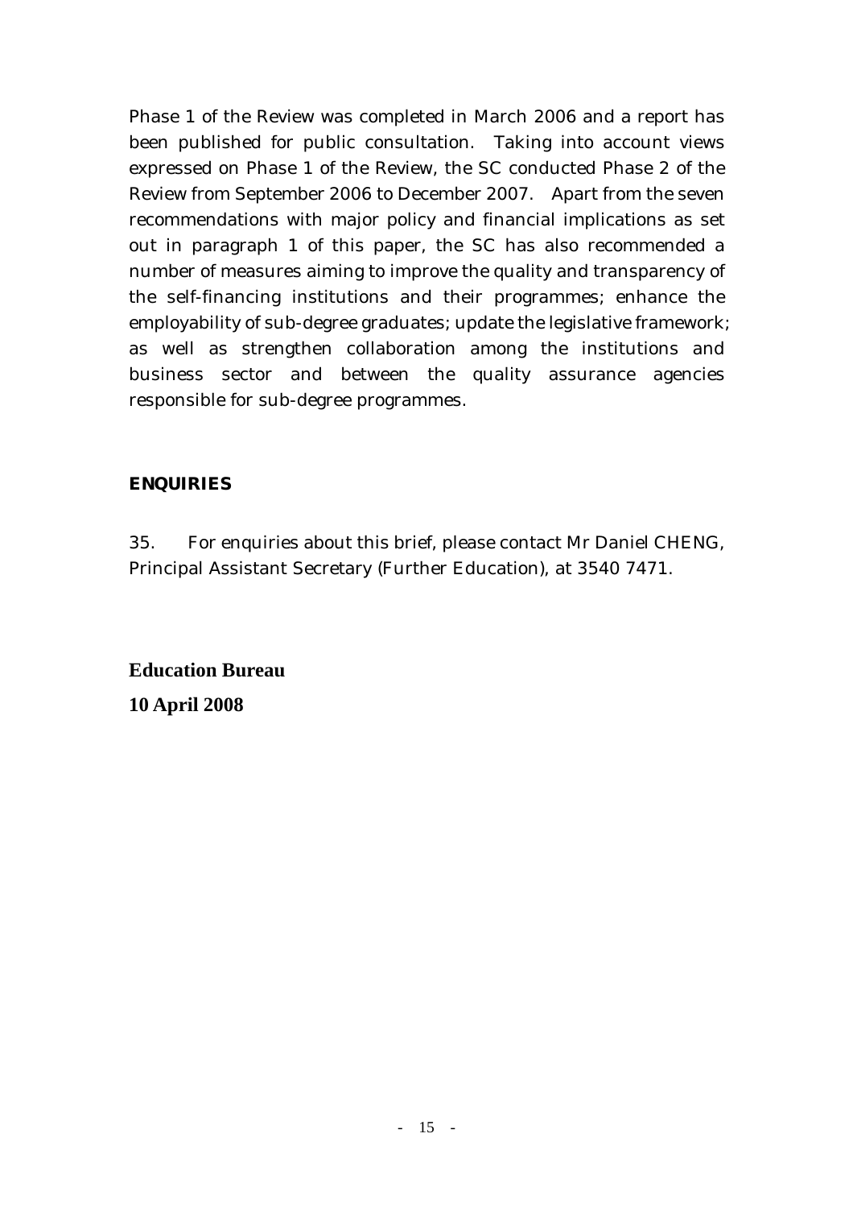Phase 1 of the Review was completed in March 2006 and a report has been published for public consultation. Taking into account views expressed on Phase 1 of the Review, the SC conducted Phase 2 of the Review from September 2006 to December 2007. Apart from the seven recommendations with major policy and financial implications as set out in paragraph 1 of this paper, the SC has also recommended a number of measures aiming to improve the quality and transparency of the self-financing institutions and their programmes; enhance the employability of sub-degree graduates; update the legislative framework; as well as strengthen collaboration among the institutions and business sector and between the quality assurance agencies responsible for sub-degree programmes.

## ENQUIRIES

35. For enquiries about this brief, please contact Mr Daniel CHENG, Principal Assistant Secretary (Further Education), at 3540 7471.

**Education Bureau**

**10 April 2008**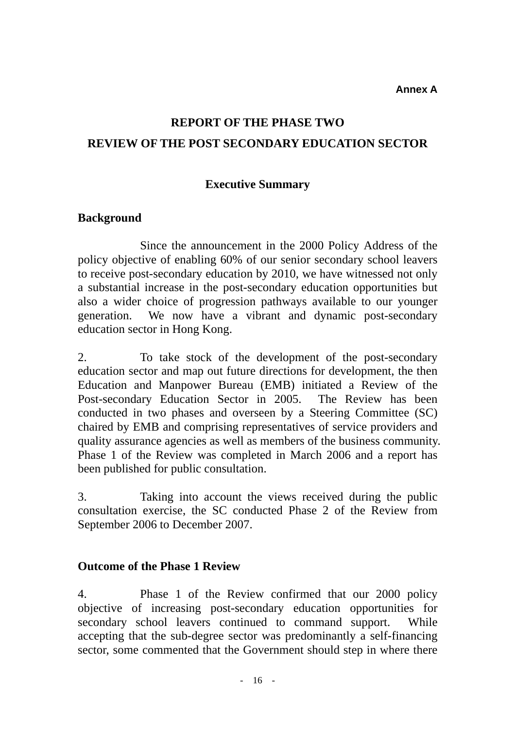**Annex A**

# REPORT OF THE PHASE TWO
# REVIEW OF THE POST SECONDARY EDUCATION SECTOR

## Executive Summary

### Background

Since the announcement in the 2000 Policy Address of the policy objective of enabling 60% of our senior secondary school leavers to receive post-secondary education by 2010, we have witnessed not only a substantial increase in the post-secondary education opportunities but also a wider choice of progression pathways available to our younger generation. We now have a vibrant and dynamic post-secondary education sector in Hong Kong.

2. To take stock of the development of the post-secondary education sector and map out future directions for development, the then Education and Manpower Bureau (EMB) initiated a Review of the Post-secondary Education Sector in 2005. The Review has been conducted in two phases and overseen by a Steering Committee (SC) chaired by EMB and comprising representatives of service providers and quality assurance agencies as well as members of the business community. Phase 1 of the Review was completed in March 2006 and a report has been published for public consultation.

3. Taking into account the views received during the public consultation exercise, the SC conducted Phase 2 of the Review from September 2006 to December 2007.

### Outcome of the Phase 1 Review

4. Phase 1 of the Review confirmed that our 2000 policy objective of increasing post-secondary education opportunities for secondary school leavers continued to command support. While accepting that the sub-degree sector was predominantly a self-financing sector, some commented that the Government should step in where there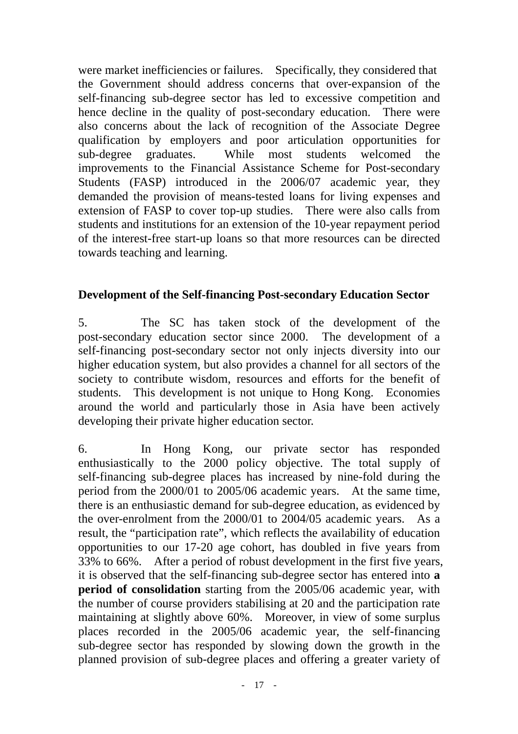were market inefficiencies or failures. Specifically, they considered that the Government should address concerns that over-expansion of the self-financing sub-degree sector has led to excessive competition and hence decline in the quality of post-secondary education. There were also concerns about the lack of recognition of the Associate Degree qualification by employers and poor articulation opportunities for sub-degree graduates. While most students welcomed the improvements to the Financial Assistance Scheme for Post-secondary Students (FASP) introduced in the 2006/07 academic year, they demanded the provision of means-tested loans for living expenses and extension of FASP to cover top-up studies. There were also calls from students and institutions for an extension of the 10-year repayment period of the interest-free start-up loans so that more resources can be directed towards teaching and learning.

**Development of the Self-financing Post-secondary Education Sector**

5. The SC has taken stock of the development of the post-secondary education sector since 2000. The development of a self-financing post-secondary sector not only injects diversity into our higher education system, but also provides a channel for all sectors of the society to contribute wisdom, resources and efforts for the benefit of students. This development is not unique to Hong Kong. Economies around the world and particularly those in Asia have been actively developing their private higher education sector.

6. In Hong Kong, our private sector has responded enthusiastically to the 2000 policy objective. The total supply of self-financing sub-degree places has increased by nine-fold during the period from the 2000/01 to 2005/06 academic years. At the same time, there is an enthusiastic demand for sub-degree education, as evidenced by the over-enrolment from the 2000/01 to 2004/05 academic years. As a result, the "participation rate", which reflects the availability of education opportunities to our 17-20 age cohort, has doubled in five years from 33% to 66%. After a period of robust development in the first five years, it is observed that the self-financing sub-degree sector has entered into **a period of consolidation** starting from the 2005/06 academic year, with the number of course providers stabilising at 20 and the participation rate maintaining at slightly above 60%. Moreover, in view of some surplus places recorded in the 2005/06 academic year, the self-financing sub-degree sector has responded by slowing down the growth in the planned provision of sub-degree places and offering a greater variety of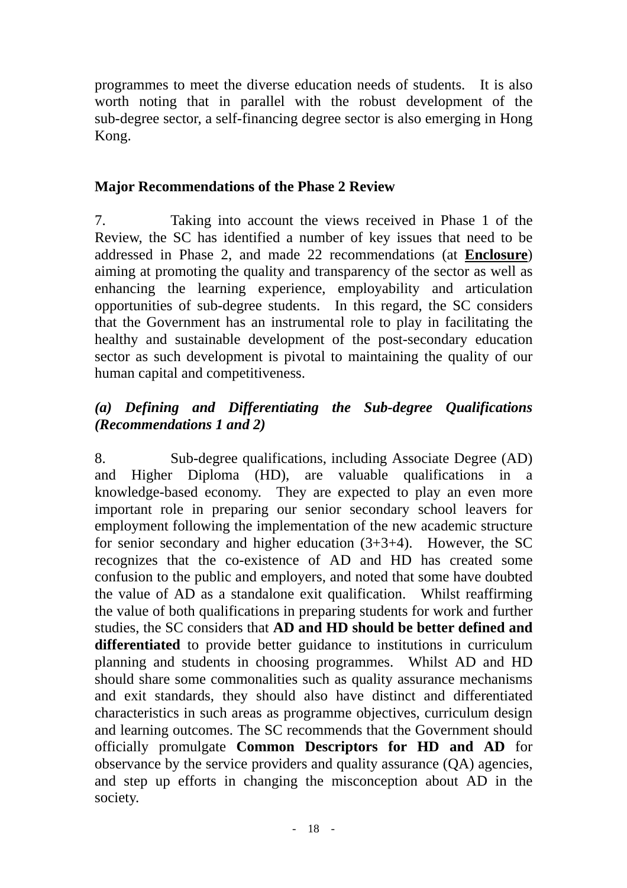programmes to meet the diverse education needs of students. It is also worth noting that in parallel with the robust development of the sub-degree sector, a self-financing degree sector is also emerging in Hong Kong.

## Major Recommendations of the Phase 2 Review

7. Taking into account the views received in Phase 1 of the Review, the SC has identified a number of key issues that need to be addressed in Phase 2, and made 22 recommendations (at **Enclosure**) aiming at promoting the quality and transparency of the sector as well as enhancing the learning experience, employability and articulation opportunities of sub-degree students. In this regard, the SC considers that the Government has an instrumental role to play in facilitating the healthy and sustainable development of the post-secondary education sector as such development is pivotal to maintaining the quality of our human capital and competitiveness.

### *(a) Defining and Differentiating the Sub-degree Qualifications (Recommendations 1 and 2)*

8. Sub-degree qualifications, including Associate Degree (AD) and Higher Diploma (HD), are valuable qualifications in a knowledge-based economy. They are expected to play an even more important role in preparing our senior secondary school leavers for employment following the implementation of the new academic structure for senior secondary and higher education (3+3+4). However, the SC recognizes that the co-existence of AD and HD has created some confusion to the public and employers, and noted that some have doubted the value of AD as a standalone exit qualification. Whilst reaffirming the value of both qualifications in preparing students for work and further studies, the SC considers that **AD and HD should be better defined and differentiated** to provide better guidance to institutions in curriculum planning and students in choosing programmes. Whilst AD and HD should share some commonalities such as quality assurance mechanisms and exit standards, they should also have distinct and differentiated characteristics in such areas as programme objectives, curriculum design and learning outcomes. The SC recommends that the Government should officially promulgate **Common Descriptors for HD and AD** for observance by the service providers and quality assurance (QA) agencies, and step up efforts in changing the misconception about AD in the society.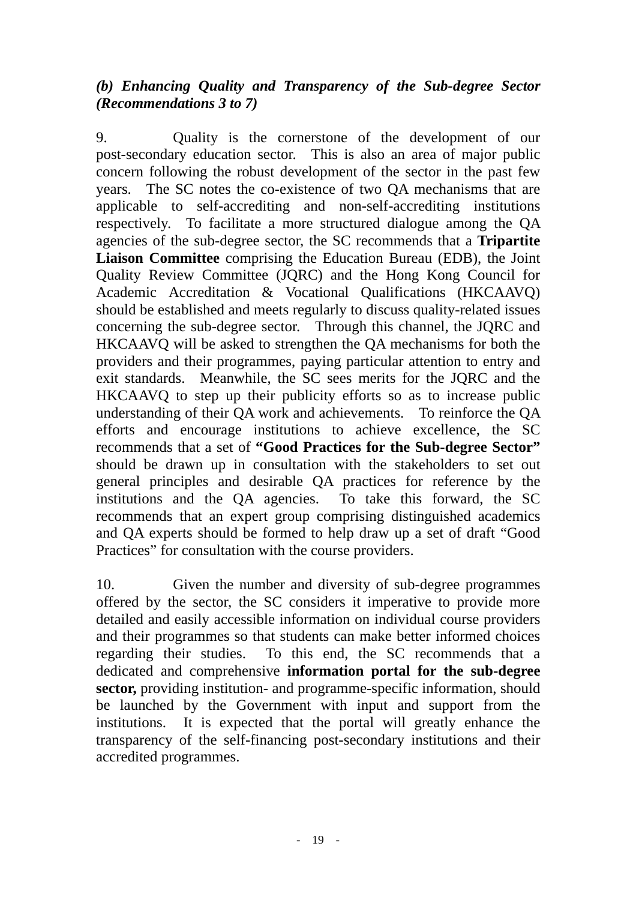*(b) Enhancing Quality and Transparency of the Sub-degree Sector (Recommendations 3 to 7)*

9. Quality is the cornerstone of the development of our post-secondary education sector. This is also an area of major public concern following the robust development of the sector in the past few years. The SC notes the co-existence of two QA mechanisms that are applicable to self-accrediting and non-self-accrediting institutions respectively. To facilitate a more structured dialogue among the QA agencies of the sub-degree sector, the SC recommends that a **Tripartite Liaison Committee** comprising the Education Bureau (EDB), the Joint Quality Review Committee (JQRC) and the Hong Kong Council for Academic Accreditation & Vocational Qualifications (HKCAAVQ) should be established and meets regularly to discuss quality-related issues concerning the sub-degree sector. Through this channel, the JQRC and HKCAAVQ will be asked to strengthen the QA mechanisms for both the providers and their programmes, paying particular attention to entry and exit standards. Meanwhile, the SC sees merits for the JQRC and the HKCAAVQ to step up their publicity efforts so as to increase public understanding of their QA work and achievements. To reinforce the QA efforts and encourage institutions to achieve excellence, the SC recommends that a set of **"Good Practices for the Sub-degree Sector"** should be drawn up in consultation with the stakeholders to set out general principles and desirable QA practices for reference by the institutions and the QA agencies. To take this forward, the SC recommends that an expert group comprising distinguished academics and QA experts should be formed to help draw up a set of draft "Good Practices" for consultation with the course providers.

10. Given the number and diversity of sub-degree programmes offered by the sector, the SC considers it imperative to provide more detailed and easily accessible information on individual course providers and their programmes so that students can make better informed choices regarding their studies. To this end, the SC recommends that a dedicated and comprehensive **information portal for the sub-degree sector,** providing institution- and programme-specific information, should be launched by the Government with input and support from the institutions. It is expected that the portal will greatly enhance the transparency of the self-financing post-secondary institutions and their accredited programmes.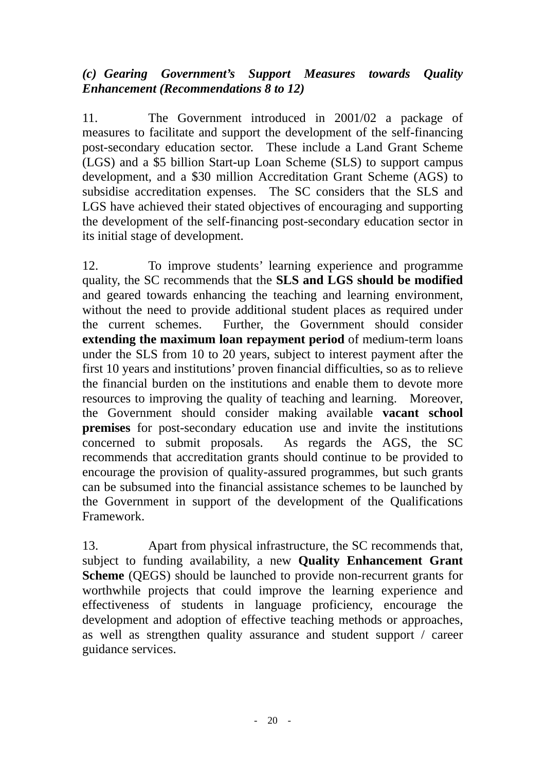***(c) Gearing Government's Support Measures towards Quality Enhancement (Recommendations 8 to 12)***

11. The Government introduced in 2001/02 a package of measures to facilitate and support the development of the self-financing post-secondary education sector. These include a Land Grant Scheme (LGS) and a $5 billion Start-up Loan Scheme (SLS) to support campus development, and a $30 million Accreditation Grant Scheme (AGS) to subsidise accreditation expenses. The SC considers that the SLS and LGS have achieved their stated objectives of encouraging and supporting the development of the self-financing post-secondary education sector in its initial stage of development.

12. To improve students' learning experience and programme quality, the SC recommends that the **SLS and LGS should be modified** and geared towards enhancing the teaching and learning environment, without the need to provide additional student places as required under the current schemes. Further, the Government should consider **extending the maximum loan repayment period** of medium-term loans under the SLS from 10 to 20 years, subject to interest payment after the first 10 years and institutions' proven financial difficulties, so as to relieve the financial burden on the institutions and enable them to devote more resources to improving the quality of teaching and learning. Moreover, the Government should consider making available **vacant school premises** for post-secondary education use and invite the institutions concerned to submit proposals. As regards the AGS, the SC recommends that accreditation grants should continue to be provided to encourage the provision of quality-assured programmes, but such grants can be subsumed into the financial assistance schemes to be launched by the Government in support of the development of the Qualifications Framework.

13. Apart from physical infrastructure, the SC recommends that, subject to funding availability, a new **Quality Enhancement Grant Scheme** (QEGS) should be launched to provide non-recurrent grants for worthwhile projects that could improve the learning experience and effectiveness of students in language proficiency, encourage the development and adoption of effective teaching methods or approaches, as well as strengthen quality assurance and student support / career guidance services.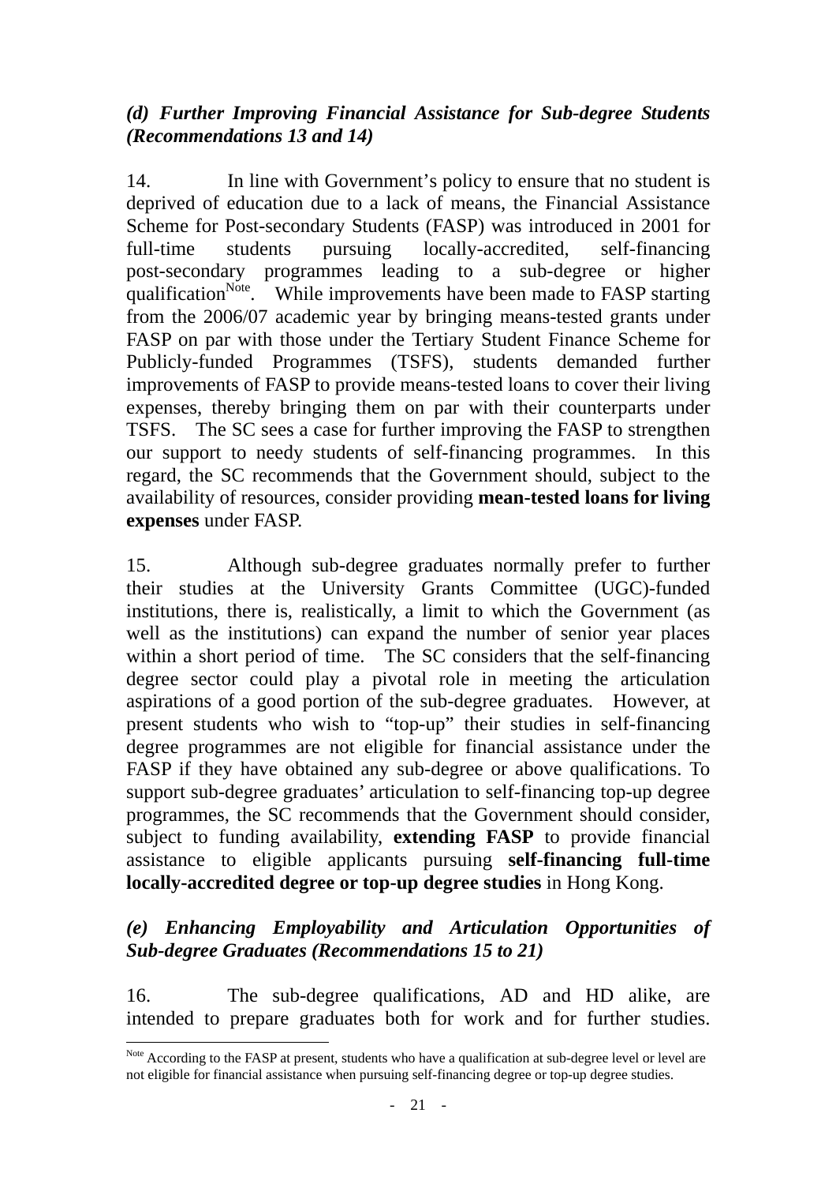*(d) Further Improving Financial Assistance for Sub-degree Students (Recommendations 13 and 14)*

14. In line with Government's policy to ensure that no student is deprived of education due to a lack of means, the Financial Assistance Scheme for Post-secondary Students (FASP) was introduced in 2001 for full-time students pursuing locally-accredited, self-financing post-secondary programmes leading to a sub-degree or higher qualification[Note]. While improvements have been made to FASP starting from the 2006/07 academic year by bringing means-tested grants under FASP on par with those under the Tertiary Student Finance Scheme for Publicly-funded Programmes (TSFS), students demanded further improvements of FASP to provide means-tested loans to cover their living expenses, thereby bringing them on par with their counterparts under TSFS. The SC sees a case for further improving the FASP to strengthen our support to needy students of self-financing programmes. In this regard, the SC recommends that the Government should, subject to the availability of resources, consider providing **mean-tested loans for living expenses** under FASP.

15. Although sub-degree graduates normally prefer to further their studies at the University Grants Committee (UGC)-funded institutions, there is, realistically, a limit to which the Government (as well as the institutions) can expand the number of senior year places within a short period of time. The SC considers that the self-financing degree sector could play a pivotal role in meeting the articulation aspirations of a good portion of the sub-degree graduates. However, at present students who wish to "top-up" their studies in self-financing degree programmes are not eligible for financial assistance under the FASP if they have obtained any sub-degree or above qualifications. To support sub-degree graduates' articulation to self-financing top-up degree programmes, the SC recommends that the Government should consider, subject to funding availability, **extending FASP** to provide financial assistance to eligible applicants pursuing **self-financing full-time locally-accredited degree or top-up degree studies** in Hong Kong.

*(e) Enhancing Employability and Articulation Opportunities of Sub-degree Graduates (Recommendations 15 to 21)*

16. The sub-degree qualifications, AD and HD alike, are intended to prepare graduates both for work and for further studies.

---

[Note] According to the FASP at present, students who have a qualification at sub-degree level or level are not eligible for financial assistance when pursuing self-financing degree or top-up degree studies.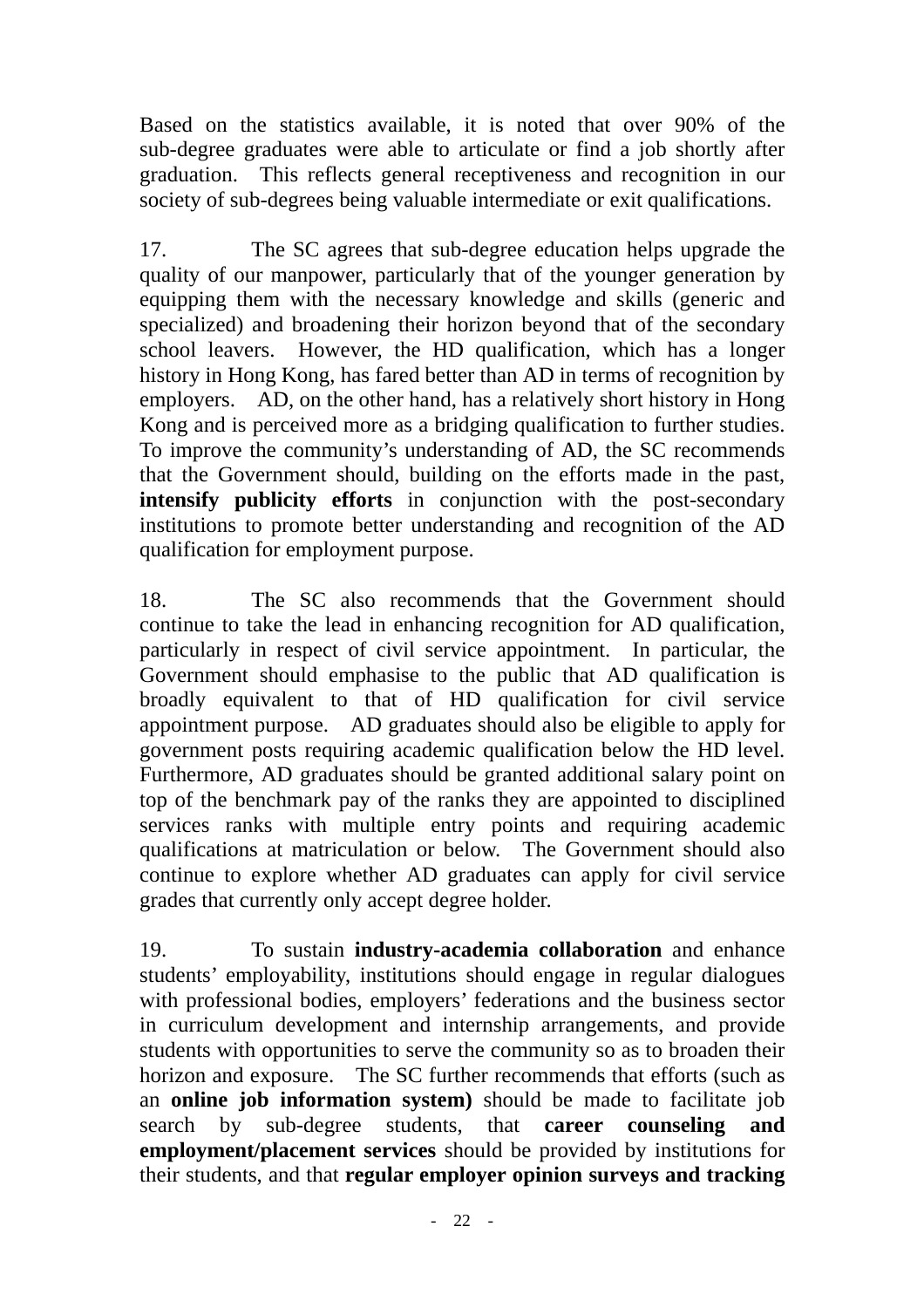Based on the statistics available, it is noted that over 90% of the sub-degree graduates were able to articulate or find a job shortly after graduation. This reflects general receptiveness and recognition in our society of sub-degrees being valuable intermediate or exit qualifications.

17. The SC agrees that sub-degree education helps upgrade the quality of our manpower, particularly that of the younger generation by equipping them with the necessary knowledge and skills (generic and specialized) and broadening their horizon beyond that of the secondary school leavers. However, the HD qualification, which has a longer history in Hong Kong, has fared better than AD in terms of recognition by employers. AD, on the other hand, has a relatively short history in Hong Kong and is perceived more as a bridging qualification to further studies. To improve the community's understanding of AD, the SC recommends that the Government should, building on the efforts made in the past, **intensify publicity efforts** in conjunction with the post-secondary institutions to promote better understanding and recognition of the AD qualification for employment purpose.

18. The SC also recommends that the Government should continue to take the lead in enhancing recognition for AD qualification, particularly in respect of civil service appointment. In particular, the Government should emphasise to the public that AD qualification is broadly equivalent to that of HD qualification for civil service appointment purpose. AD graduates should also be eligible to apply for government posts requiring academic qualification below the HD level. Furthermore, AD graduates should be granted additional salary point on top of the benchmark pay of the ranks they are appointed to disciplined services ranks with multiple entry points and requiring academic qualifications at matriculation or below. The Government should also continue to explore whether AD graduates can apply for civil service grades that currently only accept degree holder.

19. To sustain **industry-academia collaboration** and enhance students' employability, institutions should engage in regular dialogues with professional bodies, employers' federations and the business sector in curriculum development and internship arrangements, and provide students with opportunities to serve the community so as to broaden their horizon and exposure. The SC further recommends that efforts (such as an **online job information system)** should be made to facilitate job search by sub-degree students, that **career counseling and employment/placement services** should be provided by institutions for their students, and that **regular employer opinion surveys and tracking**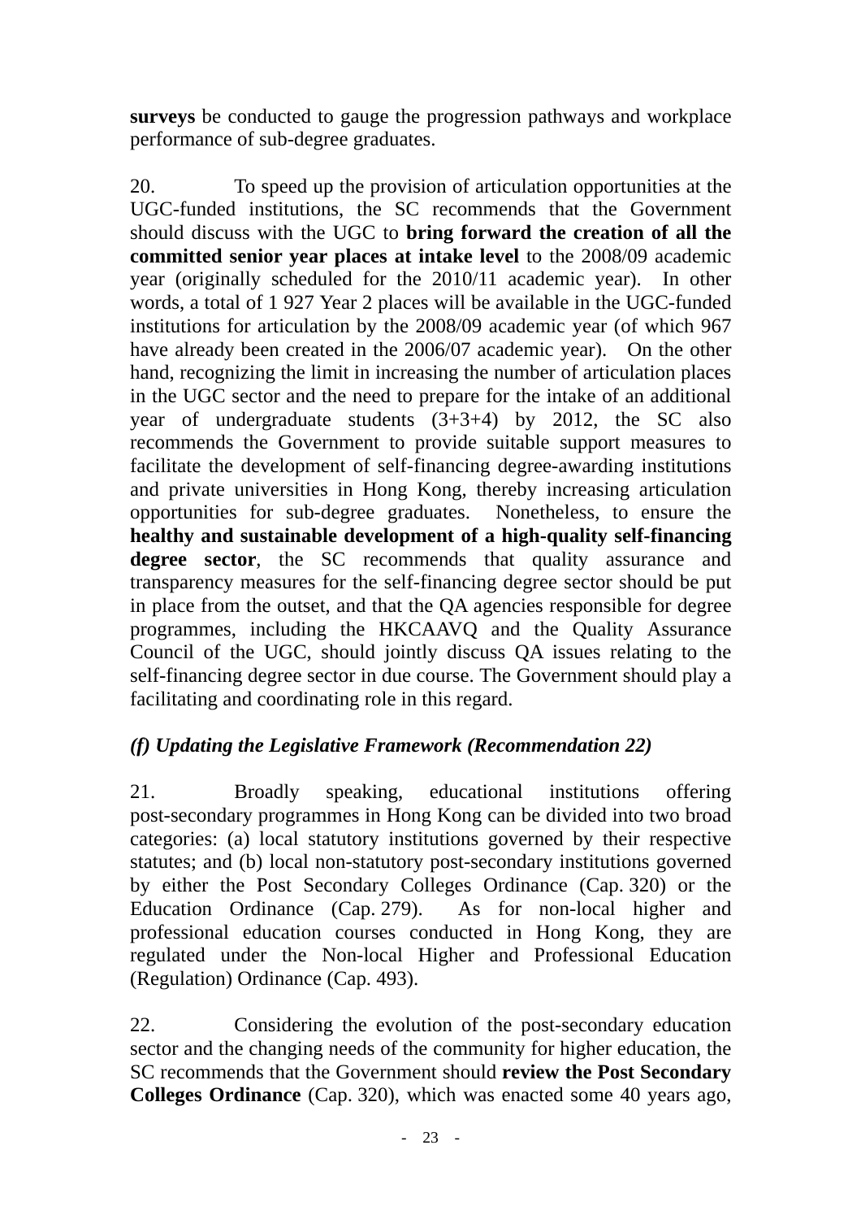**surveys** be conducted to gauge the progression pathways and workplace performance of sub-degree graduates.

20. To speed up the provision of articulation opportunities at the UGC-funded institutions, the SC recommends that the Government should discuss with the UGC to **bring forward the creation of all the committed senior year places at intake level** to the 2008/09 academic year (originally scheduled for the 2010/11 academic year). In other words, a total of 1 927 Year 2 places will be available in the UGC-funded institutions for articulation by the 2008/09 academic year (of which 967 have already been created in the 2006/07 academic year). On the other hand, recognizing the limit in increasing the number of articulation places in the UGC sector and the need to prepare for the intake of an additional year of undergraduate students (3+3+4) by 2012, the SC also recommends the Government to provide suitable support measures to facilitate the development of self-financing degree-awarding institutions and private universities in Hong Kong, thereby increasing articulation opportunities for sub-degree graduates. Nonetheless, to ensure the **healthy and sustainable development of a high-quality self-financing degree sector**, the SC recommends that quality assurance and transparency measures for the self-financing degree sector should be put in place from the outset, and that the QA agencies responsible for degree programmes, including the HKCAAVQ and the Quality Assurance Council of the UGC, should jointly discuss QA issues relating to the self-financing degree sector in due course. The Government should play a facilitating and coordinating role in this regard.

### *(f) Updating the Legislative Framework (Recommendation 22)*

21. Broadly speaking, educational institutions offering post-secondary programmes in Hong Kong can be divided into two broad categories: (a) local statutory institutions governed by their respective statutes; and (b) local non-statutory post-secondary institutions governed by either the Post Secondary Colleges Ordinance (Cap. 320) or the Education Ordinance (Cap. 279). As for non-local higher and professional education courses conducted in Hong Kong, they are regulated under the Non-local Higher and Professional Education (Regulation) Ordinance (Cap. 493).

22. Considering the evolution of the post-secondary education sector and the changing needs of the community for higher education, the SC recommends that the Government should **review the Post Secondary Colleges Ordinance** (Cap. 320), which was enacted some 40 years ago,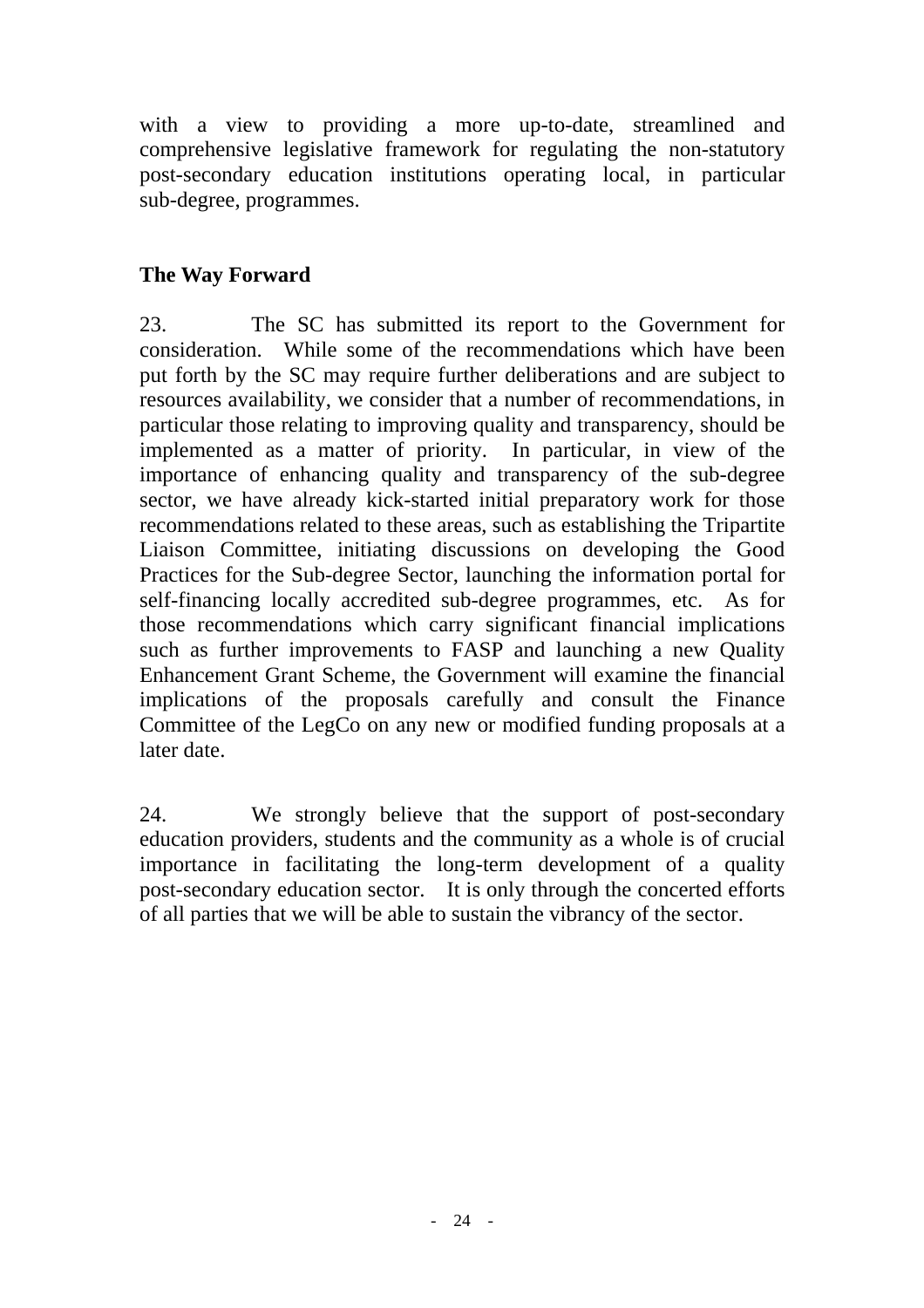with a view to providing a more up-to-date, streamlined and comprehensive legislative framework for regulating the non-statutory post-secondary education institutions operating local, in particular sub-degree, programmes.

## The Way Forward

23. The SC has submitted its report to the Government for consideration. While some of the recommendations which have been put forth by the SC may require further deliberations and are subject to resources availability, we consider that a number of recommendations, in particular those relating to improving quality and transparency, should be implemented as a matter of priority. In particular, in view of the importance of enhancing quality and transparency of the sub-degree sector, we have already kick-started initial preparatory work for those recommendations related to these areas, such as establishing the Tripartite Liaison Committee, initiating discussions on developing the Good Practices for the Sub-degree Sector, launching the information portal for self-financing locally accredited sub-degree programmes, etc. As for those recommendations which carry significant financial implications such as further improvements to FASP and launching a new Quality Enhancement Grant Scheme, the Government will examine the financial implications of the proposals carefully and consult the Finance Committee of the LegCo on any new or modified funding proposals at a later date.

24. We strongly believe that the support of post-secondary education providers, students and the community as a whole is of crucial importance in facilitating the long-term development of a quality post-secondary education sector. It is only through the concerted efforts of all parties that we will be able to sustain the vibrancy of the sector.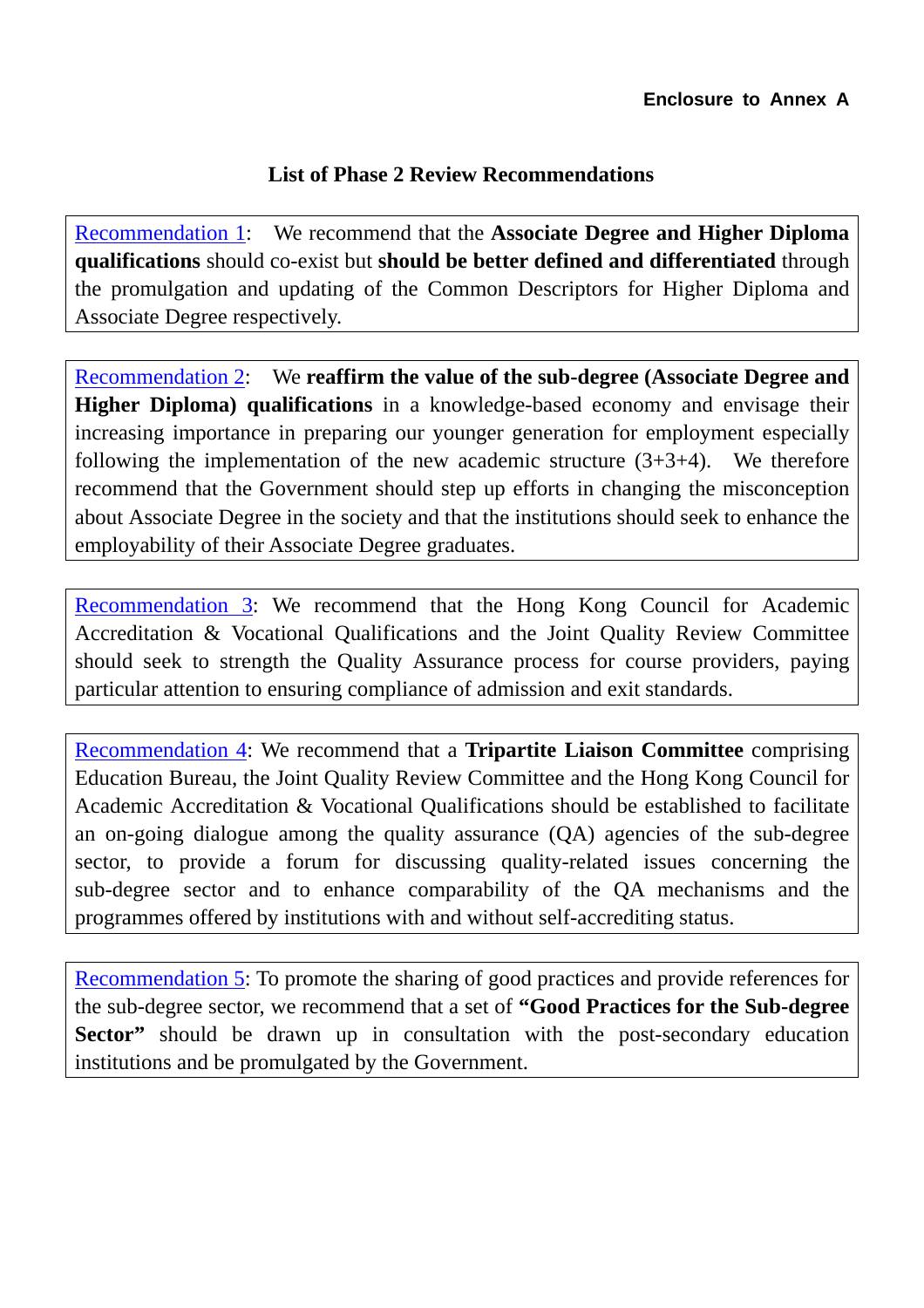**Enclosure to Annex A**

## List of Phase 2 Review Recommendations

Recommendation 1: We recommend that the **Associate Degree and Higher Diploma qualifications** should co-exist but **should be better defined and differentiated** through the promulgation and updating of the Common Descriptors for Higher Diploma and Associate Degree respectively.

Recommendation 2: We **reaffirm the value of the sub-degree (Associate Degree and Higher Diploma) qualifications** in a knowledge-based economy and envisage their increasing importance in preparing our younger generation for employment especially following the implementation of the new academic structure (3+3+4). We therefore recommend that the Government should step up efforts in changing the misconception about Associate Degree in the society and that the institutions should seek to enhance the employability of their Associate Degree graduates.

Recommendation 3: We recommend that the Hong Kong Council for Academic Accreditation & Vocational Qualifications and the Joint Quality Review Committee should seek to strength the Quality Assurance process for course providers, paying particular attention to ensuring compliance of admission and exit standards.

Recommendation 4: We recommend that a **Tripartite Liaison Committee** comprising Education Bureau, the Joint Quality Review Committee and the Hong Kong Council for Academic Accreditation & Vocational Qualifications should be established to facilitate an on-going dialogue among the quality assurance (QA) agencies of the sub-degree sector, to provide a forum for discussing quality-related issues concerning the sub-degree sector and to enhance comparability of the QA mechanisms and the programmes offered by institutions with and without self-accrediting status.

Recommendation 5: To promote the sharing of good practices and provide references for the sub-degree sector, we recommend that a set of **"Good Practices for the Sub-degree Sector"** should be drawn up in consultation with the post-secondary education institutions and be promulgated by the Government.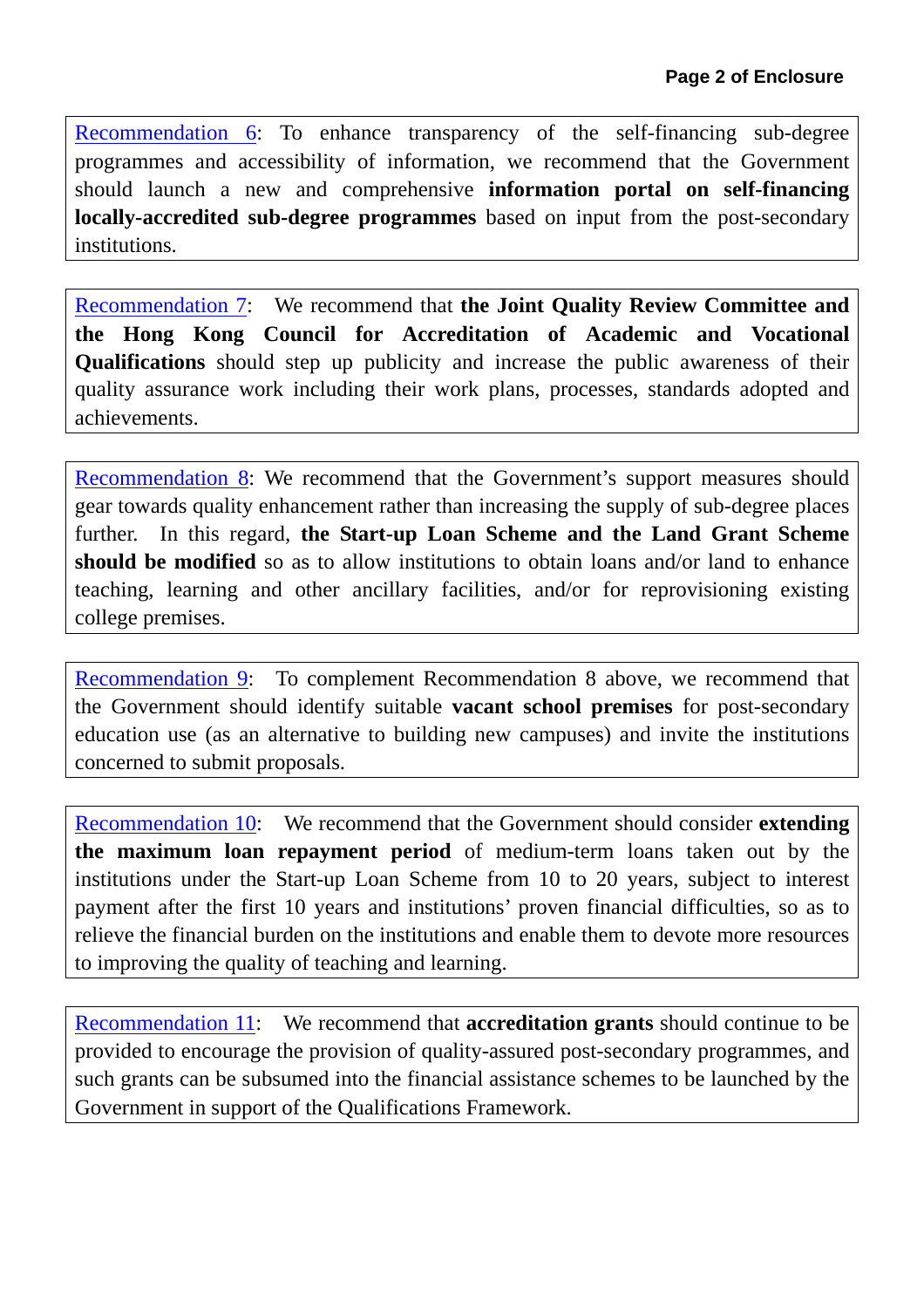Recommendation 6: To enhance transparency of the self-financing sub-degree programmes and accessibility of information, we recommend that the Government should launch a new and comprehensive **information portal on self-financing locally-accredited sub-degree programmes** based on input from the post-secondary institutions.

Recommendation 7: We recommend that **the Joint Quality Review Committee and the Hong Kong Council for Accreditation of Academic and Vocational Qualifications** should step up publicity and increase the public awareness of their quality assurance work including their work plans, processes, standards adopted and achievements.

Recommendation 8: We recommend that the Government's support measures should gear towards quality enhancement rather than increasing the supply of sub-degree places further. In this regard, **the Start-up Loan Scheme and the Land Grant Scheme should be modified** so as to allow institutions to obtain loans and/or land to enhance teaching, learning and other ancillary facilities, and/or for reprovisioning existing college premises.

Recommendation 9: To complement Recommendation 8 above, we recommend that the Government should identify suitable **vacant school premises** for post-secondary education use (as an alternative to building new campuses) and invite the institutions concerned to submit proposals.

Recommendation 10: We recommend that the Government should consider **extending the maximum loan repayment period** of medium-term loans taken out by the institutions under the Start-up Loan Scheme from 10 to 20 years, subject to interest payment after the first 10 years and institutions' proven financial difficulties, so as to relieve the financial burden on the institutions and enable them to devote more resources to improving the quality of teaching and learning.

Recommendation 11: We recommend that **accreditation grants** should continue to be provided to encourage the provision of quality-assured post-secondary programmes, and such grants can be subsumed into the financial assistance schemes to be launched by the Government in support of the Qualifications Framework.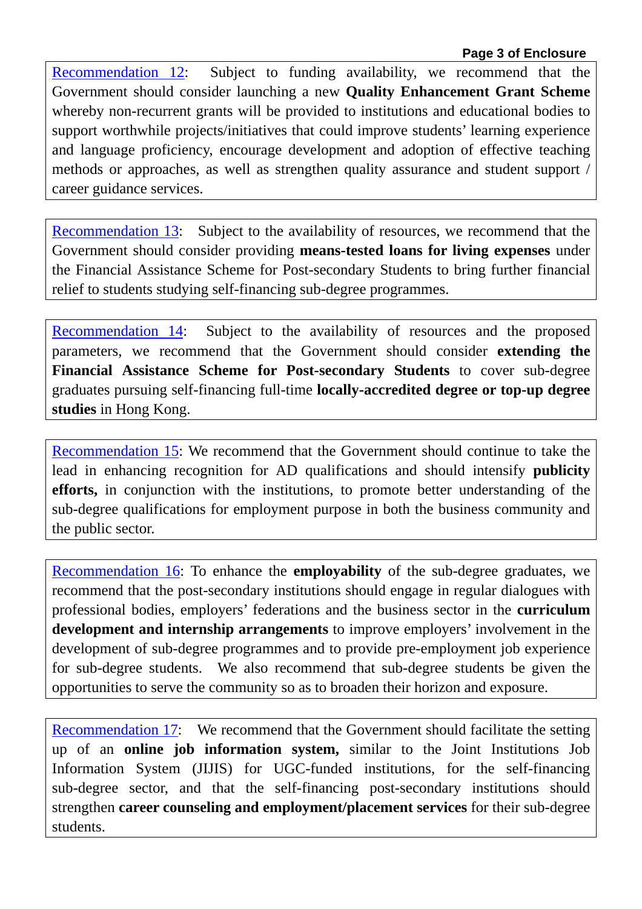Recommendation 12: Subject to funding availability, we recommend that the Government should consider launching a new **Quality Enhancement Grant Scheme** whereby non-recurrent grants will be provided to institutions and educational bodies to support worthwhile projects/initiatives that could improve students' learning experience and language proficiency, encourage development and adoption of effective teaching methods or approaches, as well as strengthen quality assurance and student support / career guidance services.

Recommendation 13: Subject to the availability of resources, we recommend that the Government should consider providing **means-tested loans for living expenses** under the Financial Assistance Scheme for Post-secondary Students to bring further financial relief to students studying self-financing sub-degree programmes.

Recommendation 14: Subject to the availability of resources and the proposed parameters, we recommend that the Government should consider **extending the Financial Assistance Scheme for Post-secondary Students** to cover sub-degree graduates pursuing self-financing full-time **locally-accredited degree or top-up degree studies** in Hong Kong.

Recommendation 15: We recommend that the Government should continue to take the lead in enhancing recognition for AD qualifications and should intensify **publicity efforts,** in conjunction with the institutions, to promote better understanding of the sub-degree qualifications for employment purpose in both the business community and the public sector.

Recommendation 16: To enhance the **employability** of the sub-degree graduates, we recommend that the post-secondary institutions should engage in regular dialogues with professional bodies, employers' federations and the business sector in the **curriculum development and internship arrangements** to improve employers' involvement in the development of sub-degree programmes and to provide pre-employment job experience for sub-degree students. We also recommend that sub-degree students be given the opportunities to serve the community so as to broaden their horizon and exposure.

Recommendation 17: We recommend that the Government should facilitate the setting up of an **online job information system,** similar to the Joint Institutions Job Information System (JIJIS) for UGC-funded institutions, for the self-financing sub-degree sector, and that the self-financing post-secondary institutions should strengthen **career counseling and employment/placement services** for their sub-degree students.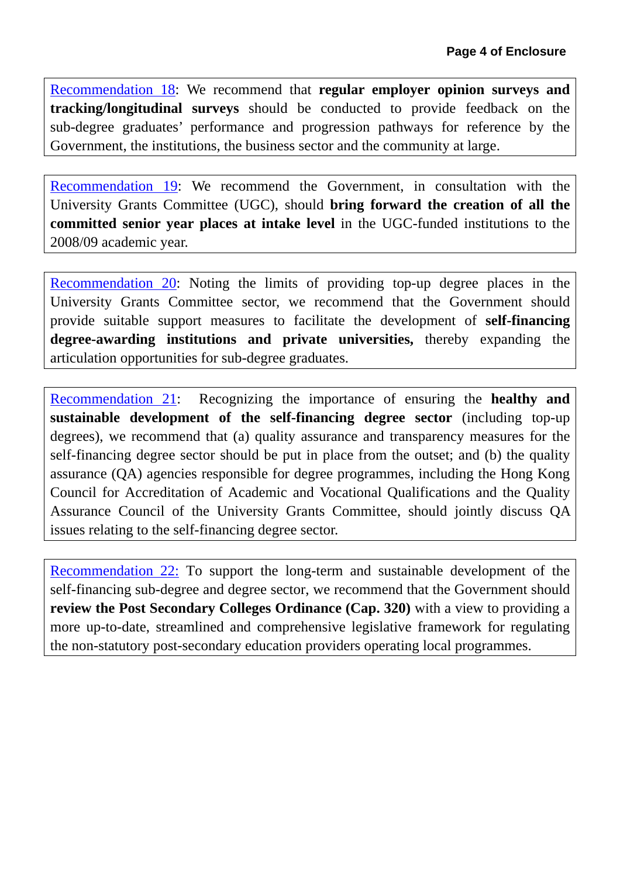Recommendation 18: We recommend that **regular employer opinion surveys and tracking/longitudinal surveys** should be conducted to provide feedback on the sub-degree graduates' performance and progression pathways for reference by the Government, the institutions, the business sector and the community at large.

Recommendation 19: We recommend the Government, in consultation with the University Grants Committee (UGC), should **bring forward the creation of all the committed senior year places at intake level** in the UGC-funded institutions to the 2008/09 academic year.

Recommendation 20: Noting the limits of providing top-up degree places in the University Grants Committee sector, we recommend that the Government should provide suitable support measures to facilitate the development of **self-financing degree-awarding institutions and private universities,** thereby expanding the articulation opportunities for sub-degree graduates.

Recommendation 21: Recognizing the importance of ensuring the **healthy and sustainable development of the self-financing degree sector** (including top-up degrees), we recommend that (a) quality assurance and transparency measures for the self-financing degree sector should be put in place from the outset; and (b) the quality assurance (QA) agencies responsible for degree programmes, including the Hong Kong Council for Accreditation of Academic and Vocational Qualifications and the Quality Assurance Council of the University Grants Committee, should jointly discuss QA issues relating to the self-financing degree sector.

Recommendation 22: To support the long-term and sustainable development of the self-financing sub-degree and degree sector, we recommend that the Government should **review the Post Secondary Colleges Ordinance (Cap. 320)** with a view to providing a more up-to-date, streamlined and comprehensive legislative framework for regulating the non-statutory post-secondary education providers operating local programmes.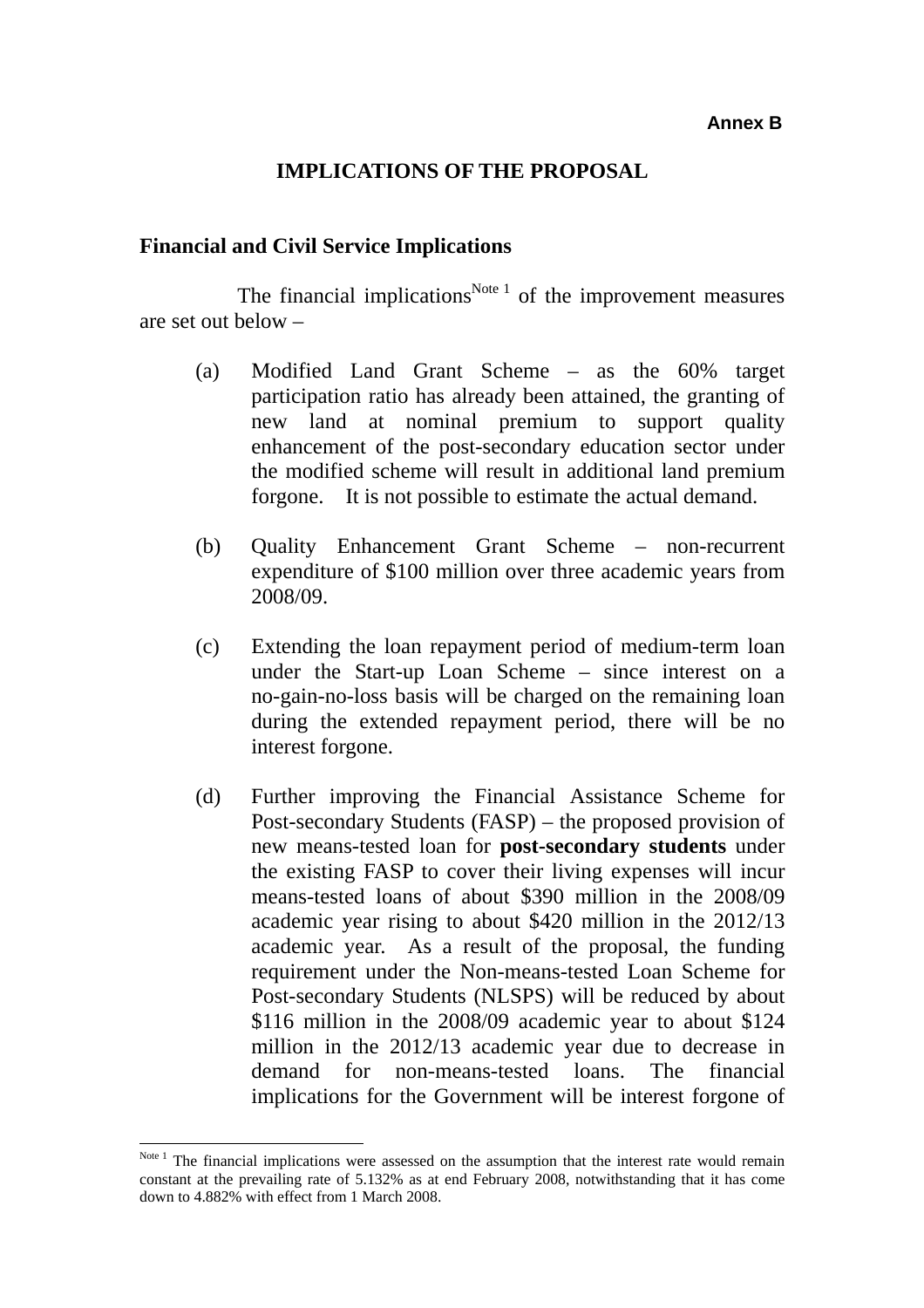**Annex B**

# IMPLICATIONS OF THE PROPOSAL

## Financial and Civil Service Implications

The financial implications[Note 1] of the improvement measures are set out below –

(a) Modified Land Grant Scheme – as the 60% target participation ratio has already been attained, the granting of new land at nominal premium to support quality enhancement of the post-secondary education sector under the modified scheme will result in additional land premium forgone. It is not possible to estimate the actual demand.

(b) Quality Enhancement Grant Scheme – non-recurrent expenditure of $100 million over three academic years from 2008/09.

(c) Extending the loan repayment period of medium-term loan under the Start-up Loan Scheme – since interest on a no-gain-no-loss basis will be charged on the remaining loan during the extended repayment period, there will be no interest forgone.

(d) Further improving the Financial Assistance Scheme for Post-secondary Students (FASP) – the proposed provision of new means-tested loan for **post-secondary students** under the existing FASP to cover their living expenses will incur means-tested loans of about $390 million in the 2008/09 academic year rising to about $420 million in the 2012/13 academic year. As a result of the proposal, the funding requirement under the Non-means-tested Loan Scheme for Post-secondary Students (NLSPS) will be reduced by about $116 million in the 2008/09 academic year to about $124 million in the 2012/13 academic year due to decrease in demand for non-means-tested loans. The financial implications for the Government will be interest forgone of

---

[Note 1] The financial implications were assessed on the assumption that the interest rate would remain constant at the prevailing rate of 5.132% as at end February 2008, notwithstanding that it has come down to 4.882% with effect from 1 March 2008.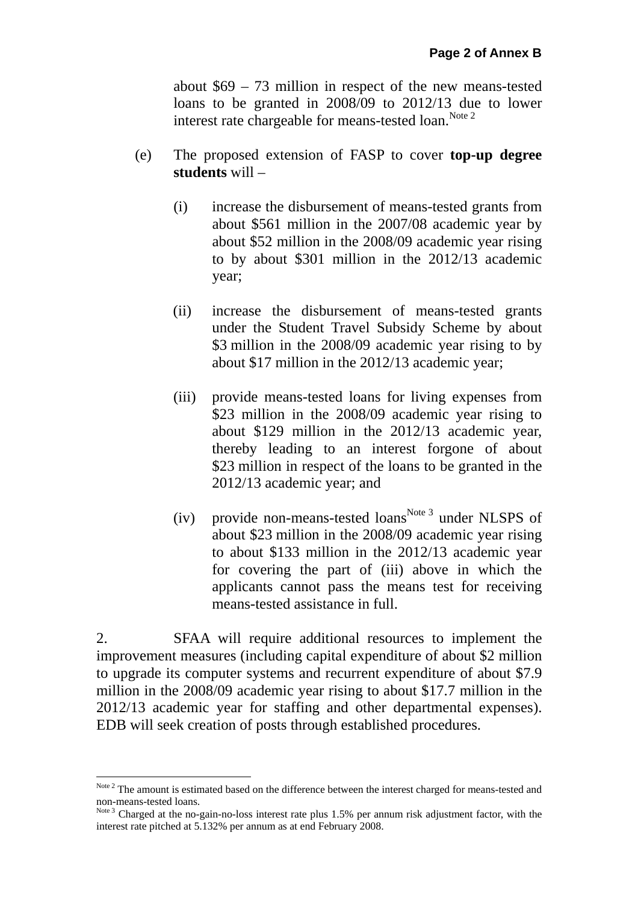about $69 – 73 million in respect of the new means-tested loans to be granted in 2008/09 to 2012/13 due to lower interest rate chargeable for means-tested loan.[Note 2]

(e) The proposed extension of FASP to cover **top-up degree students** will –

   (i) increase the disbursement of means-tested grants from about $561 million in the 2007/08 academic year by about $52 million in the 2008/09 academic year rising to by about $301 million in the 2012/13 academic year;

   (ii) increase the disbursement of means-tested grants under the Student Travel Subsidy Scheme by about $3 million in the 2008/09 academic year rising to by about $17 million in the 2012/13 academic year;

   (iii) provide means-tested loans for living expenses from $23 million in the 2008/09 academic year rising to about $129 million in the 2012/13 academic year, thereby leading to an interest forgone of about $23 million in respect of the loans to be granted in the 2012/13 academic year; and

   (iv) provide non-means-tested loans[Note 3] under NLSPS of about $23 million in the 2008/09 academic year rising to about $133 million in the 2012/13 academic year for covering the part of (iii) above in which the applicants cannot pass the means test for receiving means-tested assistance in full.

2. SFAA will require additional resources to implement the improvement measures (including capital expenditure of about $2 million to upgrade its computer systems and recurrent expenditure of about $7.9 million in the 2008/09 academic year rising to about $17.7 million in the 2012/13 academic year for staffing and other departmental expenses). EDB will seek creation of posts through established procedures.

---

[Note 2] The amount is estimated based on the difference between the interest charged for means-tested and non-means-tested loans.

[Note 3] Charged at the no-gain-no-loss interest rate plus 1.5% per annum risk adjustment factor, with the interest rate pitched at 5.132% per annum as at end February 2008.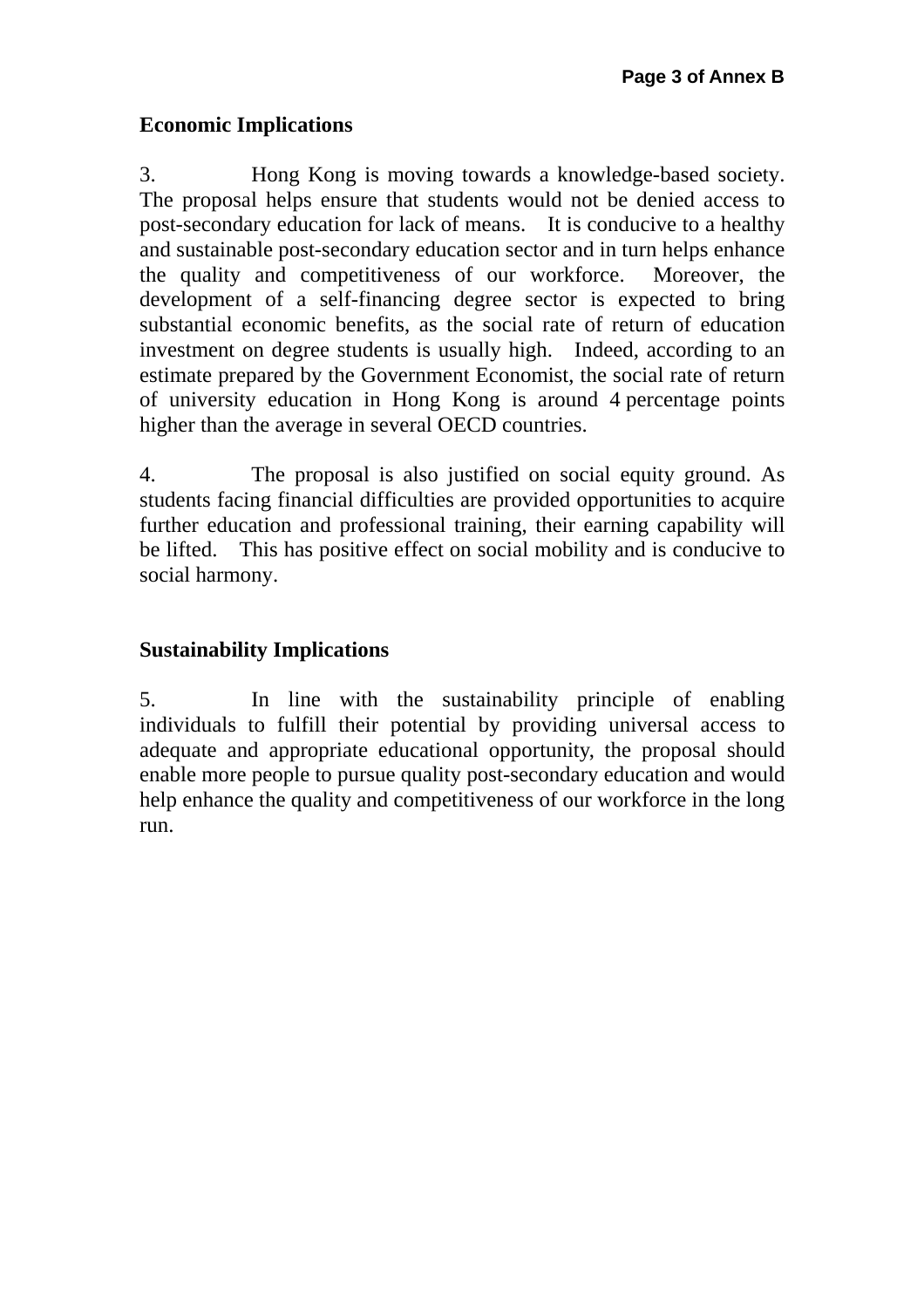## Economic Implications

3. Hong Kong is moving towards a knowledge-based society. The proposal helps ensure that students would not be denied access to post-secondary education for lack of means. It is conducive to a healthy and sustainable post-secondary education sector and in turn helps enhance the quality and competitiveness of our workforce. Moreover, the development of a self-financing degree sector is expected to bring substantial economic benefits, as the social rate of return of education investment on degree students is usually high. Indeed, according to an estimate prepared by the Government Economist, the social rate of return of university education in Hong Kong is around 4 percentage points higher than the average in several OECD countries.

4. The proposal is also justified on social equity ground. As students facing financial difficulties are provided opportunities to acquire further education and professional training, their earning capability will be lifted. This has positive effect on social mobility and is conducive to social harmony.

## Sustainability Implications

5. In line with the sustainability principle of enabling individuals to fulfill their potential by providing universal access to adequate and appropriate educational opportunity, the proposal should enable more people to pursue quality post-secondary education and would help enhance the quality and competitiveness of our workforce in the long run.